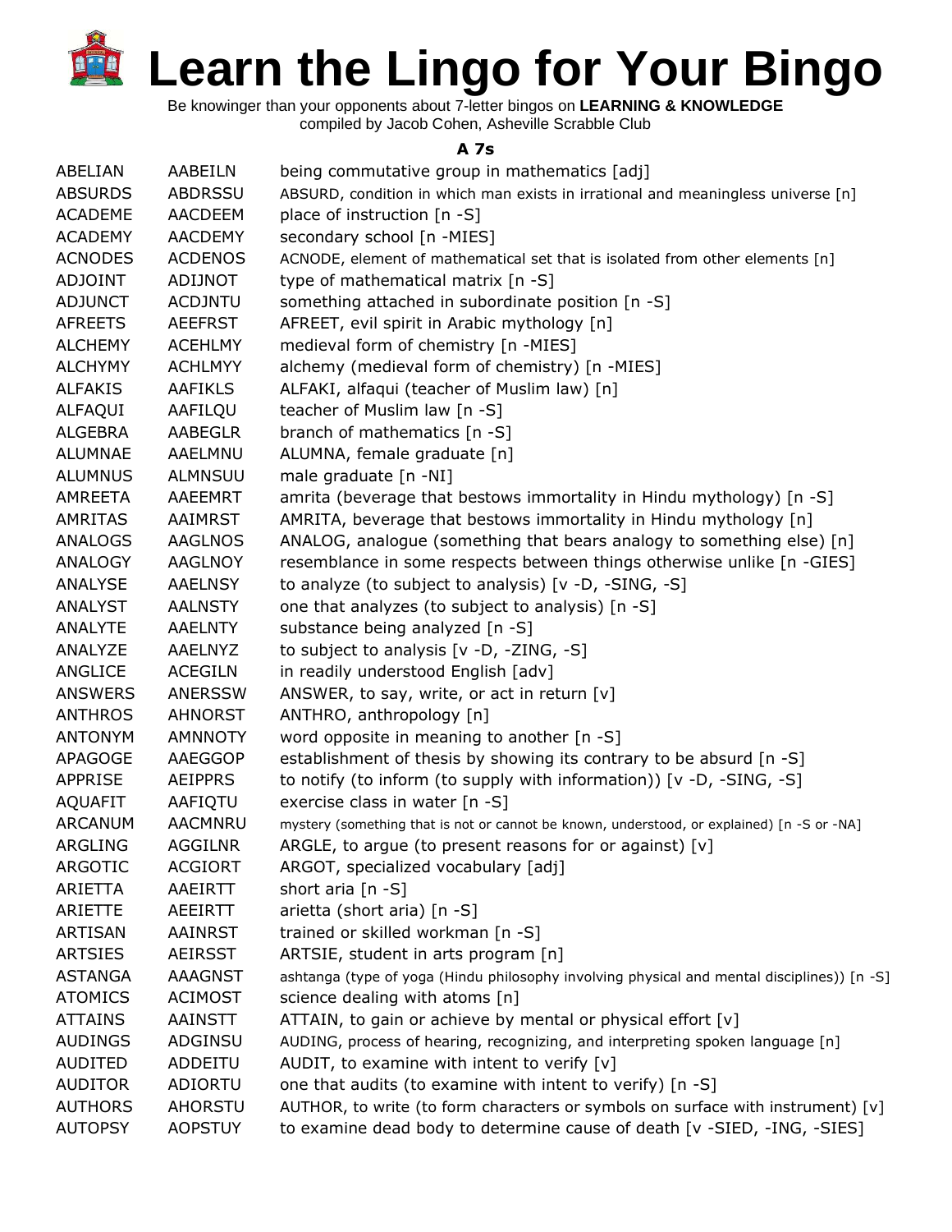# Learn the Lingo for Your Bingo

Be knowinger than your opponents about 7-letter bingos on **LEARNING & KNOWLEDGE**
compiled by Jacob Cohen, Asheville Scrabble Club

### A 7s

| | | |
|---|---|---|
| ABELIAN | AABEILN | being commutative group in mathematics [adj] |
| ABSURDS | ABDRSSU | ABSURD, condition in which man exists in irrational and meaningless universe [n] |
| ACADEME | AACDEEM | place of instruction [n -S] |
| ACADEMY | AACDEMY | secondary school [n -MIES] |
| ACNODES | ACDENOS | ACNODE, element of mathematical set that is isolated from other elements [n] |
| ADJOINT | ADIJNOT | type of mathematical matrix [n -S] |
| ADJUNCT | ACDJNTU | something attached in subordinate position [n -S] |
| AFREETS | AEEFRST | AFREET, evil spirit in Arabic mythology [n] |
| ALCHEMY | ACEHLMY | medieval form of chemistry [n -MIES] |
| ALCHYMY | ACHLMYY | alchemy (medieval form of chemistry) [n -MIES] |
| ALFAKIS | AAFIKLS | ALFAKI, alfaqui (teacher of Muslim law) [n] |
| ALFAQUI | AAFILQU | teacher of Muslim law [n -S] |
| ALGEBRA | AABEGLR | branch of mathematics [n -S] |
| ALUMNAE | AAELMNU | ALUMNA, female graduate [n] |
| ALUMNUS | ALMNSUU | male graduate [n -NI] |
| AMREETA | AAEEMRT | amrita (beverage that bestows immortality in Hindu mythology) [n -S] |
| AMRITAS | AAIMRST | AMRITA, beverage that bestows immortality in Hindu mythology [n] |
| ANALOGS | AAGLNOS | ANALOG, analogue (something that bears analogy to something else) [n] |
| ANALOGY | AAGLNOY | resemblance in some respects between things otherwise unlike [n -GIES] |
| ANALYSE | AAELNSY | to analyze (to subject to analysis) [v -D, -SING, -S] |
| ANALYST | AALNSTY | one that analyzes (to subject to analysis) [n -S] |
| ANALYTE | AAELNTY | substance being analyzed [n -S] |
| ANALYZE | AAELNYZ | to subject to analysis [v -D, -ZING, -S] |
| ANGLICE | ACEGILN | in readily understood English [adv] |
| ANSWERS | ANERSSW | ANSWER, to say, write, or act in return [v] |
| ANTHROS | AHNORST | ANTHRO, anthropology [n] |
| ANTONYM | AMNNOTY | word opposite in meaning to another [n -S] |
| APAGOGE | AAEGGOP | establishment of thesis by showing its contrary to be absurd [n -S] |
| APPRISE | AEIPPRS | to notify (to inform (to supply with information)) [v -D, -SING, -S] |
| AQUAFIT | AAFIQTU | exercise class in water [n -S] |
| ARCANUM | AACMNRU | mystery (something that is not or cannot be known, understood, or explained) [n -S or -NA] |
| ARGLING | AGGILNR | ARGLE, to argue (to present reasons for or against) [v] |
| ARGOTIC | ACGIORT | ARGOT, specialized vocabulary [adj] |
| ARIETTA | AAEIRTT | short aria [n -S] |
| ARIETTE | AEEIRTT | arietta (short aria) [n -S] |
| ARTISAN | AAINRST | trained or skilled workman [n -S] |
| ARTSIES | AEIRSST | ARTSIE, student in arts program [n] |
| ASTANGA | AAAGNST | ashtanga (type of yoga (Hindu philosophy involving physical and mental disciplines)) [n -S] |
| ATOMICS | ACIMOST | science dealing with atoms [n] |
| ATTAINS | AAINSTT | ATTAIN, to gain or achieve by mental or physical effort [v] |
| AUDINGS | ADGINSU | AUDING, process of hearing, recognizing, and interpreting spoken language [n] |
| AUDITED | ADDEITU | AUDIT, to examine with intent to verify [v] |
| AUDITOR | ADIORTU | one that audits (to examine with intent to verify) [n -S] |
| AUTHORS | AHORSTU | AUTHOR, to write (to form characters or symbols on surface with instrument) [v] |
| AUTOPSY | AOPSTUY | to examine dead body to determine cause of death [v -SIED, -ING, -SIES] |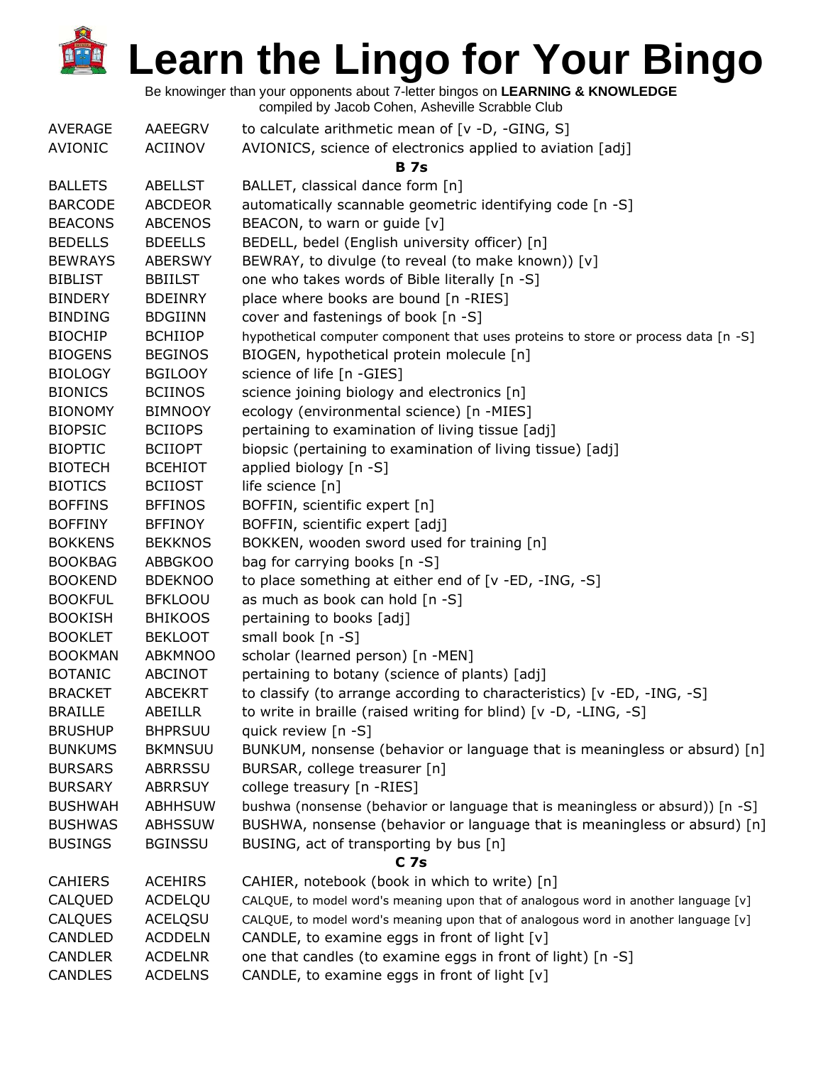# Learn the Lingo for Your Bingo

Be knowinger than your opponents about 7-letter bingos on **LEARNING & KNOWLEDGE**
compiled by Jacob Cohen, Asheville Scrabble Club

| | | |
|---|---|---|
| AVERAGE | AAEEGRV | to calculate arithmetic mean of [v -D, -GING, S] |
| AVIONIC | ACIINOV | AVIONICS, science of electronics applied to aviation [adj] |
| | | **B 7s** |
| BALLETS | ABELLST | BALLET, classical dance form [n] |
| BARCODE | ABCDEOR | automatically scannable geometric identifying code [n -S] |
| BEACONS | ABCENOS | BEACON, to warn or guide [v] |
| BEDELLS | BDEELLS | BEDELL, bedel (English university officer) [n] |
| BEWRAYS | ABERSWY | BEWRAY, to divulge (to reveal (to make known)) [v] |
| BIBLIST | BBIILST | one who takes words of Bible literally [n -S] |
| BINDERY | BDEINRY | place where books are bound [n -RIES] |
| BINDING | BDGIINN | cover and fastenings of book [n -S] |
| BIOCHIP | BCHIIOP | hypothetical computer component that uses proteins to store or process data [n -S] |
| BIOGENS | BEGINOS | BIOGEN, hypothetical protein molecule [n] |
| BIOLOGY | BGILOOY | science of life [n -GIES] |
| BIONICS | BCIINOS | science joining biology and electronics [n] |
| BIONOMY | BIMNOOY | ecology (environmental science) [n -MIES] |
| BIOPSIC | BCIIOPS | pertaining to examination of living tissue [adj] |
| BIOPTIC | BCIIOPT | biopsic (pertaining to examination of living tissue) [adj] |
| BIOTECH | BCEHIOT | applied biology [n -S] |
| BIOTICS | BCIIOST | life science [n] |
| BOFFINS | BFFINOS | BOFFIN, scientific expert [n] |
| BOFFINY | BFFINOY | BOFFIN, scientific expert [adj] |
| BOKKENS | BEKKNOS | BOKKEN, wooden sword used for training [n] |
| BOOKBAG | ABBGKOO | bag for carrying books [n -S] |
| BOOKEND | BDEKNOO | to place something at either end of [v -ED, -ING, -S] |
| BOOKFUL | BFKLOOU | as much as book can hold [n -S] |
| BOOKISH | BHIKOOS | pertaining to books [adj] |
| BOOKLET | BEKLOOT | small book [n -S] |
| BOOKMAN | ABKMNOO | scholar (learned person) [n -MEN] |
| BOTANIC | ABCINOT | pertaining to botany (science of plants) [adj] |
| BRACKET | ABCEKRT | to classify (to arrange according to characteristics) [v -ED, -ING, -S] |
| BRAILLE | ABEILLR | to write in braille (raised writing for blind) [v -D, -LING, -S] |
| BRUSHUP | BHPRSUU | quick review [n -S] |
| BUNKUMS | BKMNSUU | BUNKUM, nonsense (behavior or language that is meaningless or absurd) [n] |
| BURSARS | ABRRSSU | BURSAR, college treasurer [n] |
| BURSARY | ABRRSUY | college treasury [n -RIES] |
| BUSHWAH | ABHHSUW | bushwa (nonsense (behavior or language that is meaningless or absurd)) [n -S] |
| BUSHWAS | ABHSSUW | BUSHWA, nonsense (behavior or language that is meaningless or absurd) [n] |
| BUSINGS | BGINSSU | BUSING, act of transporting by bus [n] |
| | | **C 7s** |
| CAHIERS | ACEHIRS | CAHIER, notebook (book in which to write) [n] |
| CALQUED | ACDELQU | CALQUE, to model word's meaning upon that of analogous word in another language [v] |
| CALQUES | ACELQSU | CALQUE, to model word's meaning upon that of analogous word in another language [v] |
| CANDLED | ACDDELN | CANDLE, to examine eggs in front of light [v] |
| CANDLER | ACDELNR | one that candles (to examine eggs in front of light) [n -S] |
| CANDLES | ACDELNS | CANDLE, to examine eggs in front of light [v] |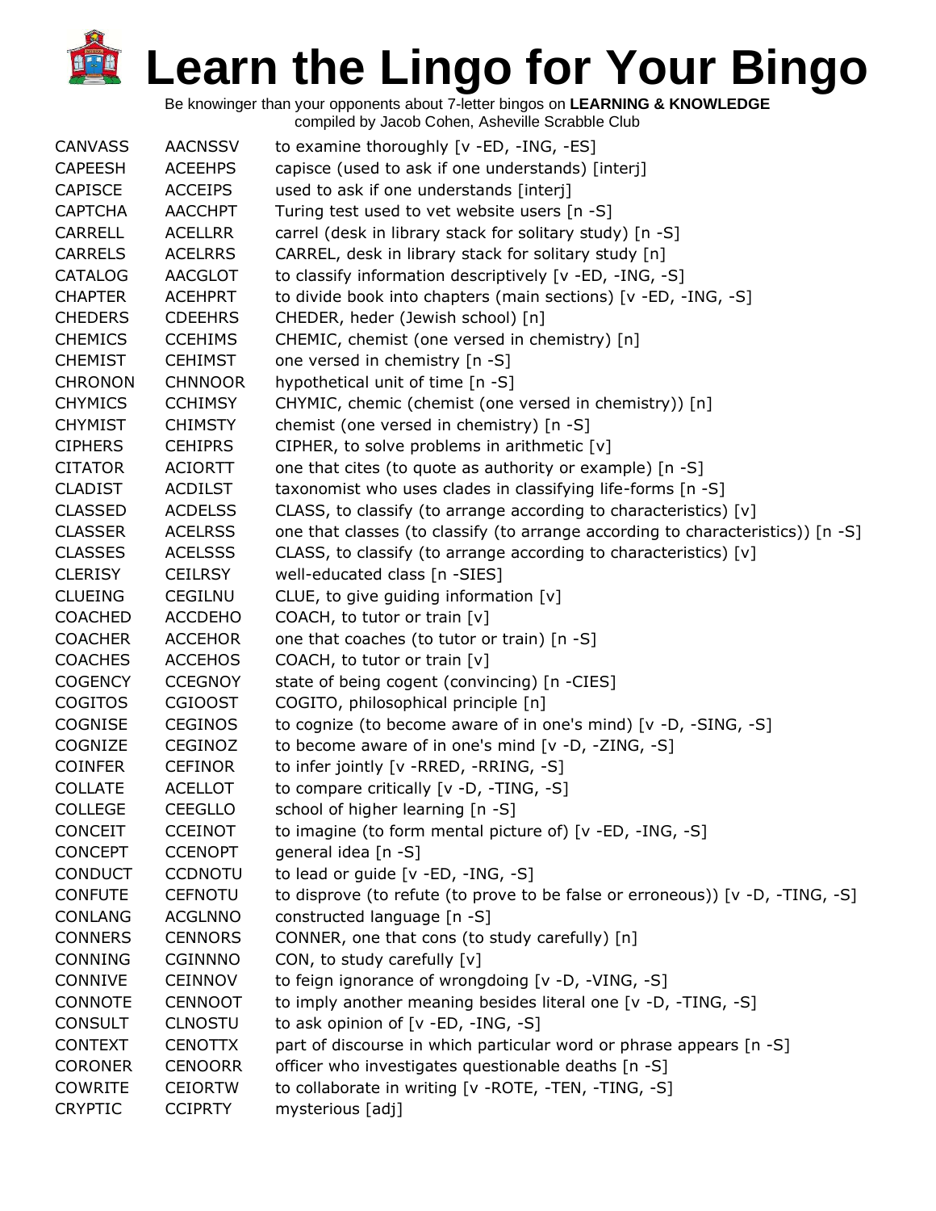# Learn the Lingo for Your Bingo

Be knowinger than your opponents about 7-letter bingos on **LEARNING & KNOWLEDGE**
compiled by Jacob Cohen, Asheville Scrabble Club

| | | |
|---|---|---|
| CANVASS | AACNSSV | to examine thoroughly [v -ED, -ING, -ES] |
| CAPEESH | ACEEHPS | capisce (used to ask if one understands) [interj] |
| CAPISCE | ACCEIPS | used to ask if one understands [interj] |
| CAPTCHA | AACCHPT | Turing test used to vet website users [n -S] |
| CARRELL | ACELLRR | carrel (desk in library stack for solitary study) [n -S] |
| CARRELS | ACELRRS | CARREL, desk in library stack for solitary study [n] |
| CATALOG | AACGLOT | to classify information descriptively [v -ED, -ING, -S] |
| CHAPTER | ACEHPRT | to divide book into chapters (main sections) [v -ED, -ING, -S] |
| CHEDERS | CDEEHRS | CHEDER, heder (Jewish school) [n] |
| CHEMICS | CCEHIMS | CHEMIC, chemist (one versed in chemistry) [n] |
| CHEMIST | CEHIMST | one versed in chemistry [n -S] |
| CHRONON | CHNNOOR | hypothetical unit of time [n -S] |
| CHYMICS | CCHIMSY | CHYMIC, chemic (chemist (one versed in chemistry)) [n] |
| CHYMIST | CHIMSTY | chemist (one versed in chemistry) [n -S] |
| CIPHERS | CEHIPRS | CIPHER, to solve problems in arithmetic [v] |
| CITATOR | ACIORTT | one that cites (to quote as authority or example) [n -S] |
| CLADIST | ACDILST | taxonomist who uses clades in classifying life-forms [n -S] |
| CLASSED | ACDELSS | CLASS, to classify (to arrange according to characteristics) [v] |
| CLASSER | ACELRSS | one that classes (to classify (to arrange according to characteristics)) [n -S] |
| CLASSES | ACELSSS | CLASS, to classify (to arrange according to characteristics) [v] |
| CLERISY | CEILRSY | well-educated class [n -SIES] |
| CLUEING | CEGILNU | CLUE, to give guiding information [v] |
| COACHED | ACCDEHO | COACH, to tutor or train [v] |
| COACHER | ACCEHOR | one that coaches (to tutor or train) [n -S] |
| COACHES | ACCEHOS | COACH, to tutor or train [v] |
| COGENCY | CCEGNOY | state of being cogent (convincing) [n -CIES] |
| COGITOS | CGIOOST | COGITO, philosophical principle [n] |
| COGNISE | CEGINOS | to cognize (to become aware of in one's mind) [v -D, -SING, -S] |
| COGNIZE | CEGINOZ | to become aware of in one's mind [v -D, -ZING, -S] |
| COINFER | CEFINOR | to infer jointly [v -RRED, -RRING, -S] |
| COLLATE | ACELLOT | to compare critically [v -D, -TING, -S] |
| COLLEGE | CEEGLLO | school of higher learning [n -S] |
| CONCEIT | CCEINOT | to imagine (to form mental picture of) [v -ED, -ING, -S] |
| CONCEPT | CCENOPT | general idea [n -S] |
| CONDUCT | CCDNOTU | to lead or guide [v -ED, -ING, -S] |
| CONFUTE | CEFNOTU | to disprove (to refute (to prove to be false or erroneous)) [v -D, -TING, -S] |
| CONLANG | ACGLNNO | constructed language [n -S] |
| CONNERS | CENNORS | CONNER, one that cons (to study carefully) [n] |
| CONNING | CGINNNO | CON, to study carefully [v] |
| CONNIVE | CEINNOV | to feign ignorance of wrongdoing [v -D, -VING, -S] |
| CONNOTE | CENNOOT | to imply another meaning besides literal one [v -D, -TING, -S] |
| CONSULT | CLNOSTU | to ask opinion of [v -ED, -ING, -S] |
| CONTEXT | CENOTTX | part of discourse in which particular word or phrase appears [n -S] |
| CORONER | CENOORR | officer who investigates questionable deaths [n -S] |
| COWRITE | CEIORTW | to collaborate in writing [v -ROTE, -TEN, -TING, -S] |
| CRYPTIC | CCIPRTY | mysterious [adj] |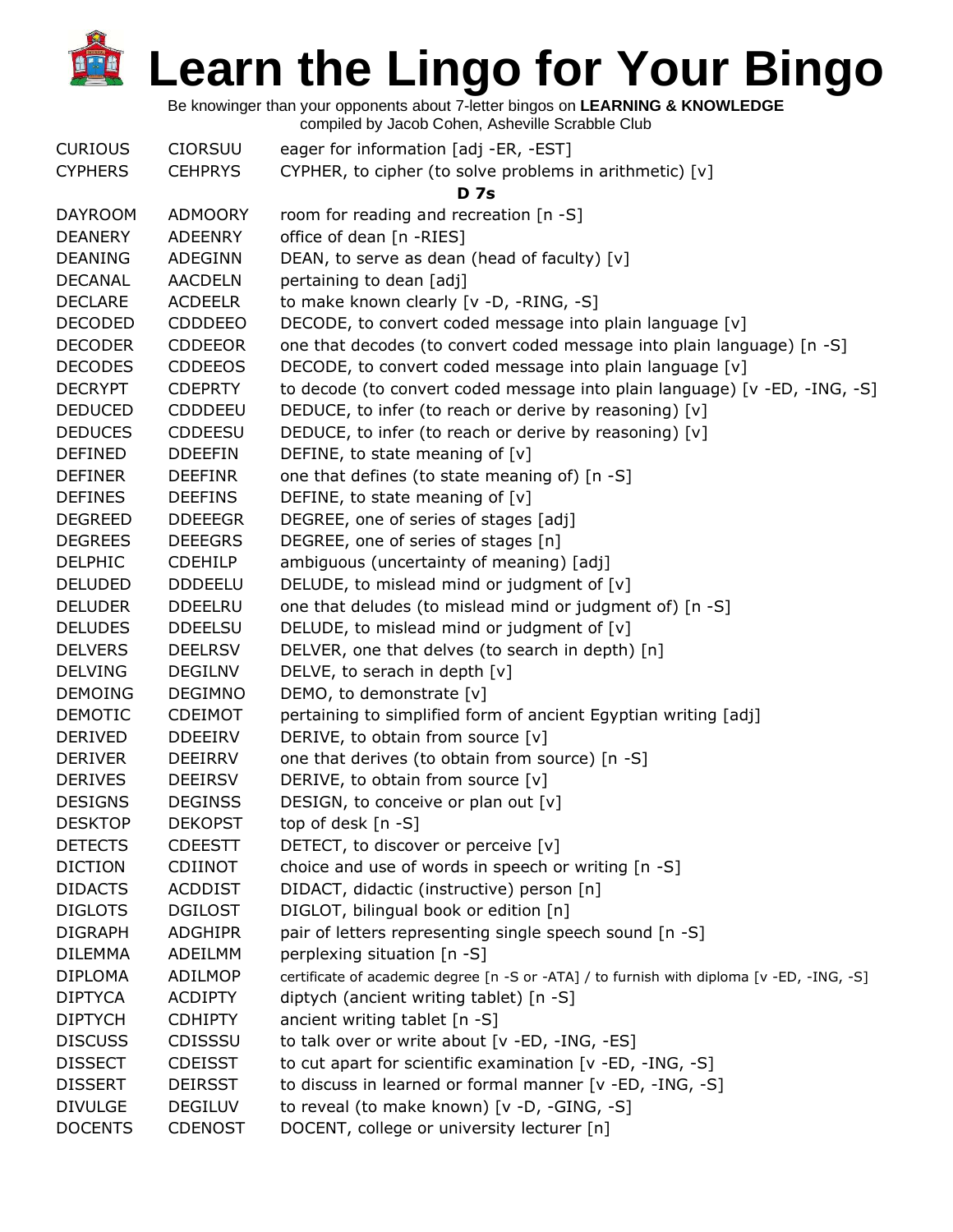# Learn the Lingo for Your Bingo

Be knowinger than your opponents about 7-letter bingos on **LEARNING & KNOWLEDGE**
compiled by Jacob Cohen, Asheville Scrabble Club

| | | |
|---|---|---|
| CURIOUS | CIORSUU | eager for information [adj -ER, -EST] |
| CYPHERS | CEHPRYS | CYPHER, to cipher (to solve problems in arithmetic) [v] |
| | | **D 7s** |
| DAYROOM | ADMOORY | room for reading and recreation [n -S] |
| DEANERY | ADEENRY | office of dean [n -RIES] |
| DEANING | ADEGINN | DEAN, to serve as dean (head of faculty) [v] |
| DECANAL | AACDELN | pertaining to dean [adj] |
| DECLARE | ACDEELR | to make known clearly [v -D, -RING, -S] |
| DECODED | CDDDEEO | DECODE, to convert coded message into plain language [v] |
| DECODER | CDDEEOR | one that decodes (to convert coded message into plain language) [n -S] |
| DECODES | CDDEEOS | DECODE, to convert coded message into plain language [v] |
| DECRYPT | CDEPRTY | to decode (to convert coded message into plain language) [v -ED, -ING, -S] |
| DEDUCED | CDDDEEU | DEDUCE, to infer (to reach or derive by reasoning) [v] |
| DEDUCES | CDDEESU | DEDUCE, to infer (to reach or derive by reasoning) [v] |
| DEFINED | DDEEFIN | DEFINE, to state meaning of [v] |
| DEFINER | DEEFINR | one that defines (to state meaning of) [n -S] |
| DEFINES | DEEFINS | DEFINE, to state meaning of [v] |
| DEGREED | DDEEEGR | DEGREE, one of series of stages [adj] |
| DEGREES | DEEEGRS | DEGREE, one of series of stages [n] |
| DELPHIC | CDEHILP | ambiguous (uncertainty of meaning) [adj] |
| DELUDED | DDDEELU | DELUDE, to mislead mind or judgment of [v] |
| DELUDER | DDEELRU | one that deludes (to mislead mind or judgment of) [n -S] |
| DELUDES | DDEELSU | DELUDE, to mislead mind or judgment of [v] |
| DELVERS | DEELRSV | DELVER, one that delves (to search in depth) [n] |
| DELVING | DEGILNV | DELVE, to serach in depth [v] |
| DEMOING | DEGIMNO | DEMO, to demonstrate [v] |
| DEMOTIC | CDEIMOT | pertaining to simplified form of ancient Egyptian writing [adj] |
| DERIVED | DDEEIRV | DERIVE, to obtain from source [v] |
| DERIVER | DEEIRRV | one that derives (to obtain from source) [n -S] |
| DERIVES | DEEIRSV | DERIVE, to obtain from source [v] |
| DESIGNS | DEGINSS | DESIGN, to conceive or plan out [v] |
| DESKTOP | DEKOPST | top of desk [n -S] |
| DETECTS | CDEESTT | DETECT, to discover or perceive [v] |
| DICTION | CDIINOT | choice and use of words in speech or writing [n -S] |
| DIDACTS | ACDDIST | DIDACT, didactic (instructive) person [n] |
| DIGLOTS | DGILOST | DIGLOT, bilingual book or edition [n] |
| DIGRAPH | ADGHIPR | pair of letters representing single speech sound [n -S] |
| DILEMMA | ADEILMM | perplexing situation [n -S] |
| DIPLOMA | ADILMOP | certificate of academic degree [n -S or -ATA] / to furnish with diploma [v -ED, -ING, -S] |
| DIPTYCA | ACDIPTY | diptych (ancient writing tablet) [n -S] |
| DIPTYCH | CDHIPTY | ancient writing tablet [n -S] |
| DISCUSS | CDISSSU | to talk over or write about [v -ED, -ING, -ES] |
| DISSECT | CDEISST | to cut apart for scientific examination [v -ED, -ING, -S] |
| DISSERT | DEIRSST | to discuss in learned or formal manner [v -ED, -ING, -S] |
| DIVULGE | DEGILUV | to reveal (to make known) [v -D, -GING, -S] |
| DOCENTS | CDENOST | DOCENT, college or university lecturer [n] |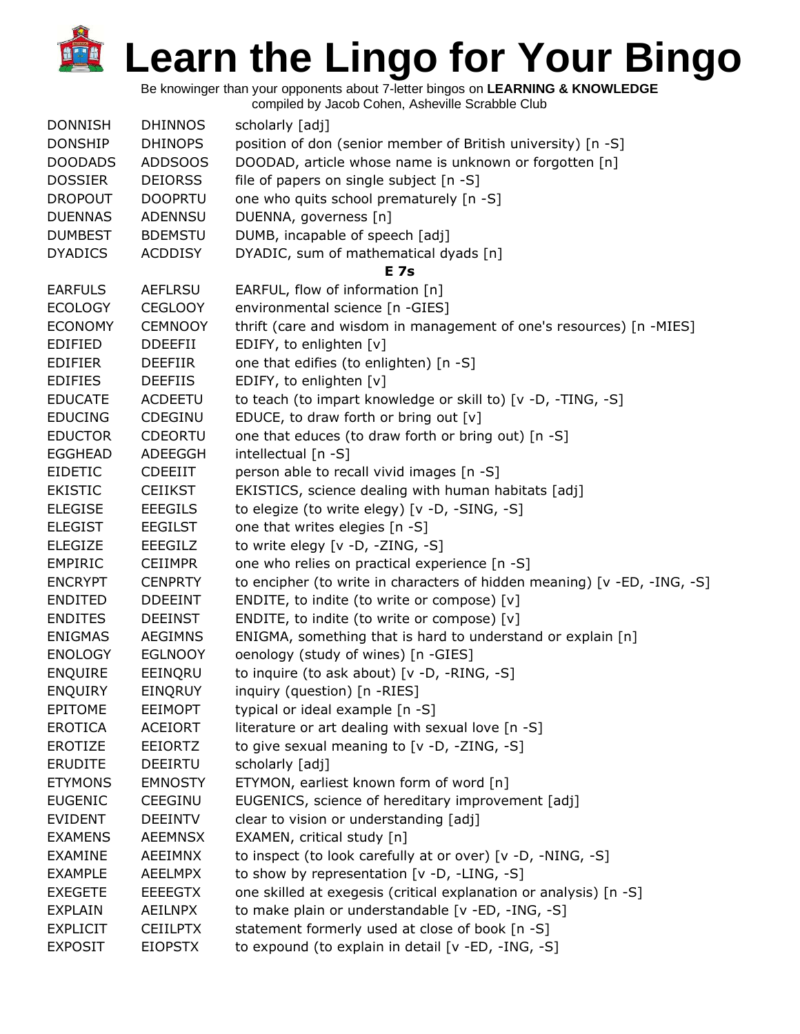# Learn the Lingo for Your Bingo

Be knowinger than your opponents about 7-letter bingos on **LEARNING & KNOWLEDGE**
compiled by Jacob Cohen, Asheville Scrabble Club

| | | |
|---|---|---|
| DONNISH | DHINNOS | scholarly [adj] |
| DONSHIP | DHINOPS | position of don (senior member of British university) [n -S] |
| DOODADS | ADDSOOS | DOODAD, article whose name is unknown or forgotten [n] |
| DOSSIER | DEIORSS | file of papers on single subject [n -S] |
| DROPOUT | DOOPRTU | one who quits school prematurely [n -S] |
| DUENNAS | ADENNSU | DUENNA, governess [n] |
| DUMBEST | BDEMSTU | DUMB, incapable of speech [adj] |
| DYADICS | ACDDISY | DYADIC, sum of mathematical dyads [n] |
| | | **E 7s** |
| EARFULS | AEFLRSU | EARFUL, flow of information [n] |
| ECOLOGY | CEGLOOY | environmental science [n -GIES] |
| ECONOMY | CEMNOOY | thrift (care and wisdom in management of one's resources) [n -MIES] |
| EDIFIED | DDEEFII | EDIFY, to enlighten [v] |
| EDIFIER | DEEFIIR | one that edifies (to enlighten) [n -S] |
| EDIFIES | DEEFIIS | EDIFY, to enlighten [v] |
| EDUCATE | ACDEETU | to teach (to impart knowledge or skill to) [v -D, -TING, -S] |
| EDUCING | CDEGINU | EDUCE, to draw forth or bring out [v] |
| EDUCTOR | CDEORTU | one that educes (to draw forth or bring out) [n -S] |
| EGGHEAD | ADEEGGH | intellectual [n -S] |
| EIDETIC | CDEEIIT | person able to recall vivid images [n -S] |
| EKISTIC | CEIIKST | EKISTICS, science dealing with human habitats [adj] |
| ELEGISE | EEEGILS | to elegize (to write elegy) [v -D, -SING, -S] |
| ELEGIST | EEGILST | one that writes elegies [n -S] |
| ELEGIZE | EEEGILZ | to write elegy [v -D, -ZING, -S] |
| EMPIRIC | CEIIMPR | one who relies on practical experience [n -S] |
| ENCRYPT | CENPRTY | to encipher (to write in characters of hidden meaning) [v -ED, -ING, -S] |
| ENDITED | DDEEINT | ENDITE, to indite (to write or compose) [v] |
| ENDITES | DEEINST | ENDITE, to indite (to write or compose) [v] |
| ENIGMAS | AEGIMNS | ENIGMA, something that is hard to understand or explain [n] |
| ENOLOGY | EGLNOOY | oenology (study of wines) [n -GIES] |
| ENQUIRE | EEINQRU | to inquire (to ask about) [v -D, -RING, -S] |
| ENQUIRY | EINQRUY | inquiry (question) [n -RIES] |
| EPITOME | EEIMOPT | typical or ideal example [n -S] |
| EROTICA | ACEIORT | literature or art dealing with sexual love [n -S] |
| EROTIZE | EEIORTZ | to give sexual meaning to [v -D, -ZING, -S] |
| ERUDITE | DEEIRTU | scholarly [adj] |
| ETYMONS | EMNOSTY | ETYMON, earliest known form of word [n] |
| EUGENIC | CEEGINU | EUGENICS, science of hereditary improvement [adj] |
| EVIDENT | DEEINTV | clear to vision or understanding [adj] |
| EXAMENS | AEEMNSX | EXAMEN, critical study [n] |
| EXAMINE | AEEIMNX | to inspect (to look carefully at or over) [v -D, -NING, -S] |
| EXAMPLE | AEELMPX | to show by representation [v -D, -LING, -S] |
| EXEGETE | EEEEGTX | one skilled at exegesis (critical explanation or analysis) [n -S] |
| EXPLAIN | AEILNPX | to make plain or understandable [v -ED, -ING, -S] |
| EXPLICIT | CEIILPTX | statement formerly used at close of book [n -S] |
| EXPOSIT | EIOPSTX | to expound (to explain in detail [v -ED, -ING, -S] |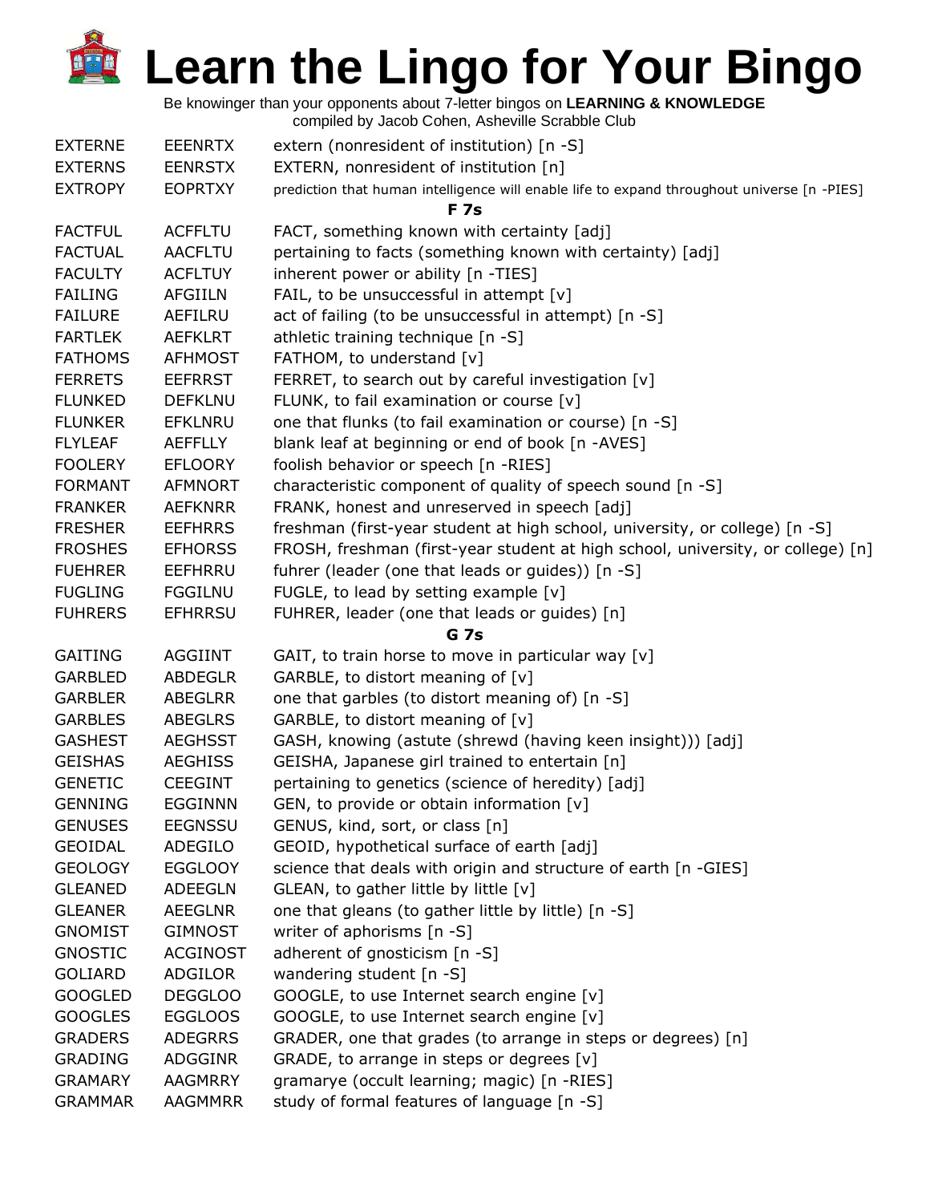# Learn the Lingo for Your Bingo

Be knowinger than your opponents about 7-letter bingos on **LEARNING & KNOWLEDGE**
compiled by Jacob Cohen, Asheville Scrabble Club

| | | |
|---|---|---|
| EXTERNE | EEENRTX | extern (nonresident of institution) [n -S] |
| EXTERNS | EENRSTX | EXTERN, nonresident of institution [n] |
| EXTROPY | EOPRTXY | prediction that human intelligence will enable life to expand throughout universe [n -PIES] |

**F 7s**

| | | |
|---|---|---|
| FACTFUL | ACFFLTU | FACT, something known with certainty [adj] |
| FACTUAL | AACFLTU | pertaining to facts (something known with certainty) [adj] |
| FACULTY | ACFLTUY | inherent power or ability [n -TIES] |
| FAILING | AFGIILN | FAIL, to be unsuccessful in attempt [v] |
| FAILURE | AEFILRU | act of failing (to be unsuccessful in attempt) [n -S] |
| FARTLEK | AEFKLRT | athletic training technique [n -S] |
| FATHOMS | AFHMOST | FATHOM, to understand [v] |
| FERRETS | EEFRRST | FERRET, to search out by careful investigation [v] |
| FLUNKED | DEFKLNU | FLUNK, to fail examination or course [v] |
| FLUNKER | EFKLNRU | one that flunks (to fail examination or course) [n -S] |
| FLYLEAF | AEFFLLY | blank leaf at beginning or end of book [n -AVES] |
| FOOLERY | EFLOORY | foolish behavior or speech [n -RIES] |
| FORMANT | AFMNORT | characteristic component of quality of speech sound [n -S] |
| FRANKER | AEFKNRR | FRANK, honest and unreserved in speech [adj] |
| FRESHER | EEFHRRS | freshman (first-year student at high school, university, or college) [n -S] |
| FROSHES | EFHORSS | FROSH, freshman (first-year student at high school, university, or college) [n] |
| FUEHRER | EEFHRRU | fuhrer (leader (one that leads or guides)) [n -S] |
| FUGLING | FGGILNU | FUGLE, to lead by setting example [v] |
| FUHRERS | EFHRRSU | FUHRER, leader (one that leads or guides) [n] |

**G 7s**

| | | |
|---|---|---|
| GAITING | AGGIINT | GAIT, to train horse to move in particular way [v] |
| GARBLED | ABDEGLR | GARBLE, to distort meaning of [v] |
| GARBLER | ABEGLRR | one that garbles (to distort meaning of) [n -S] |
| GARBLES | ABEGLRS | GARBLE, to distort meaning of [v] |
| GASHEST | AEGHSST | GASH, knowing (astute (shrewd (having keen insight))) [adj] |
| GEISHAS | AEGHISS | GEISHA, Japanese girl trained to entertain [n] |
| GENETIC | CEEGINT | pertaining to genetics (science of heredity) [adj] |
| GENNING | EGGINNN | GEN, to provide or obtain information [v] |
| GENUSES | EEGNSSU | GENUS, kind, sort, or class [n] |
| GEOIDAL | ADEGILO | GEOID, hypothetical surface of earth [adj] |
| GEOLOGY | EGGLOOY | science that deals with origin and structure of earth [n -GIES] |
| GLEANED | ADEEGLN | GLEAN, to gather little by little [v] |
| GLEANER | AEEGLNR | one that gleans (to gather little by little) [n -S] |
| GNOMIST | GIMNOST | writer of aphorisms [n -S] |
| GNOSTIC | ACGINOST | adherent of gnosticism [n -S] |
| GOLIARD | ADGILOR | wandering student [n -S] |
| GOOGLED | DEGGLOO | GOOGLE, to use Internet search engine [v] |
| GOOGLES | EGGLOOS | GOOGLE, to use Internet search engine [v] |
| GRADERS | ADEGRRS | GRADER, one that grades (to arrange in steps or degrees) [n] |
| GRADING | ADGGINR | GRADE, to arrange in steps or degrees [v] |
| GRAMARY | AAGMRRY | gramarye (occult learning; magic) [n -RIES] |
| GRAMMAR | AAGMMRR | study of formal features of language [n -S] |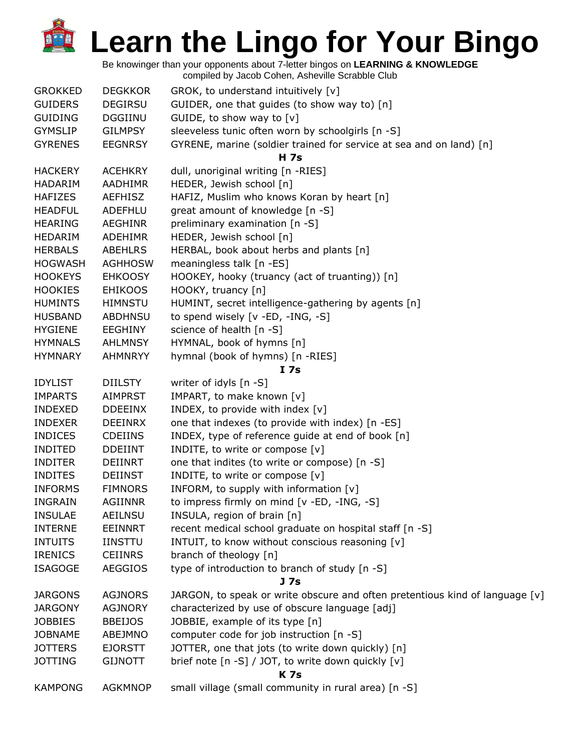# Learn the Lingo for Your Bingo

Be knowinger than your opponents about 7-letter bingos on **LEARNING & KNOWLEDGE**
compiled by Jacob Cohen, Asheville Scrabble Club

| | | |
|---|---|---|
| GROKKED | DEGKKOR | GROK, to understand intuitively [v] |
| GUIDERS | DEGIRSU | GUIDER, one that guides (to show way to) [n] |
| GUIDING | DGGIINU | GUIDE, to show way to [v] |
| GYMSLIP | GILMPSY | sleeveless tunic often worn by schoolgirls [n -S] |
| GYRENES | EEGNRSY | GYRENE, marine (soldier trained for service at sea and on land) [n] |
| | | **H 7s** |
| HACKERY | ACEHKRY | dull, unoriginal writing [n -RIES] |
| HADARIM | AADHIMR | HEDER, Jewish school [n] |
| HAFIZES | AEFHISZ | HAFIZ, Muslim who knows Koran by heart [n] |
| HEADFUL | ADEFHLU | great amount of knowledge [n -S] |
| HEARING | AEGHINR | preliminary examination [n -S] |
| HEDARIM | ADEHIMR | HEDER, Jewish school [n] |
| HERBALS | ABEHLRS | HERBAL, book about herbs and plants [n] |
| HOGWASH | AGHHOSW | meaningless talk [n -ES] |
| HOOKEYS | EHKOOSY | HOOKEY, hooky (truancy (act of truanting)) [n] |
| HOOKIES | EHIKOOS | HOOKY, truancy [n] |
| HUMINTS | HIMNSTU | HUMINT, secret intelligence-gathering by agents [n] |
| HUSBAND | ABDHNSU | to spend wisely [v -ED, -ING, -S] |
| HYGIENE | EEGHINY | science of health [n -S] |
| HYMNALS | AHLMNSY | HYMNAL, book of hymns [n] |
| HYMNARY | AHMNRYY | hymnal (book of hymns) [n -RIES] |
| | | **I 7s** |
| IDYLIST | DIILSTY | writer of idyls [n -S] |
| IMPARTS | AIMPRST | IMPART, to make known [v] |
| INDEXED | DDEEINX | INDEX, to provide with index [v] |
| INDEXER | DEEINRX | one that indexes (to provide with index) [n -ES] |
| INDICES | CDEIINS | INDEX, type of reference guide at end of book [n] |
| INDITED | DDEIINT | INDITE, to write or compose [v] |
| INDITER | DEIINRT | one that indites (to write or compose) [n -S] |
| INDITES | DEIINST | INDITE, to write or compose [v] |
| INFORMS | FIMNORS | INFORM, to supply with information [v] |
| INGRAIN | AGIINNR | to impress firmly on mind [v -ED, -ING, -S] |
| INSULAE | AEILNSU | INSULA, region of brain [n] |
| INTERNE | EEINNRT | recent medical school graduate on hospital staff [n -S] |
| INTUITS | IINSTTU | INTUIT, to know without conscious reasoning [v] |
| IRENICS | CEIINRS | branch of theology [n] |
| ISAGOGE | AEGGIOS | type of introduction to branch of study [n -S] |
| | | **J 7s** |
| JARGONS | AGJNORS | JARGON, to speak or write obscure and often pretentious kind of language [v] |
| JARGONY | AGJNORY | characterized by use of obscure language [adj] |
| JOBBIES | BBEIJOS | JOBBIE, example of its type [n] |
| JOBNAME | ABEJMNO | computer code for job instruction [n -S] |
| JOTTERS | EJORSTT | JOTTER, one that jots (to write down quickly) [n] |
| JOTTING | GIJNOTT | brief note [n -S] / JOT, to write down quickly [v] |
| | | **K 7s** |
| KAMPONG | AGKMNOP | small village (small community in rural area) [n -S] |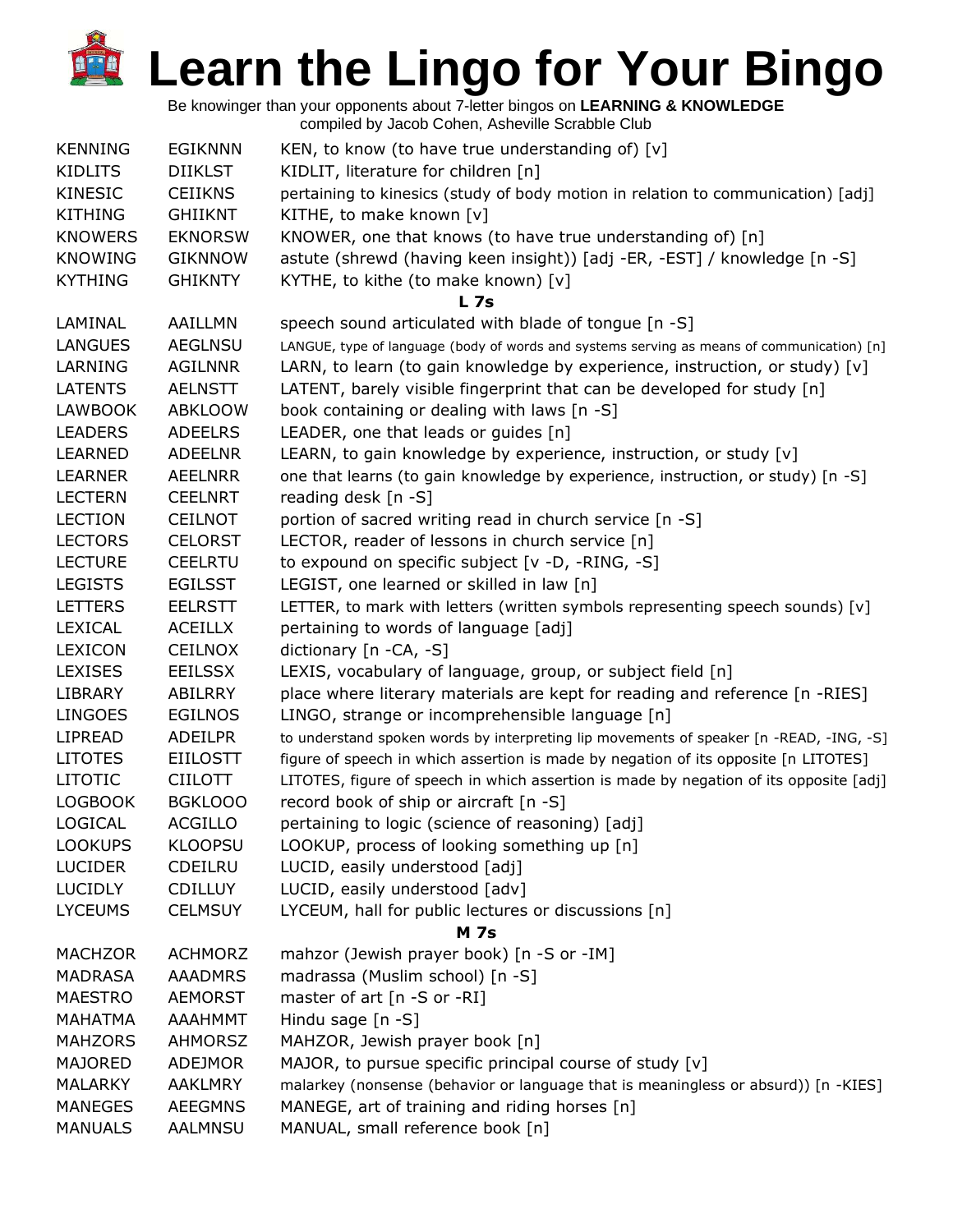# Learn the Lingo for Your Bingo

Be knowinger than your opponents about 7-letter bingos on **LEARNING & KNOWLEDGE**
compiled by Jacob Cohen, Asheville Scrabble Club

| | | |
|---|---|---|
| KENNING | EGIKNNN | KEN, to know (to have true understanding of) [v] |
| KIDLITS | DIIKLST | KIDLIT, literature for children [n] |
| KINESIC | CEIIKNS | pertaining to kinesics (study of body motion in relation to communication) [adj] |
| KITHING | GHIIKNT | KITHE, to make known [v] |
| KNOWERS | EKNORSW | KNOWER, one that knows (to have true understanding of) [n] |
| KNOWING | GIKNNOW | astute (shrewd (having keen insight)) [adj -ER, -EST] / knowledge [n -S] |
| KYTHING | GHIKNTY | KYTHE, to kithe (to make known) [v] |
| | **L 7s** | |
| LAMINAL | AAILLMN | speech sound articulated with blade of tongue [n -S] |
| LANGUES | AEGLNSU | LANGUE, type of language (body of words and systems serving as means of communication) [n] |
| LARNING | AGILNNR | LARN, to learn (to gain knowledge by experience, instruction, or study) [v] |
| LATENTS | AELNSTT | LATENT, barely visible fingerprint that can be developed for study [n] |
| LAWBOOK | ABKLOOW | book containing or dealing with laws [n -S] |
| LEADERS | ADEELRS | LEADER, one that leads or guides [n] |
| LEARNED | ADEELNR | LEARN, to gain knowledge by experience, instruction, or study [v] |
| LEARNER | AEELNRR | one that learns (to gain knowledge by experience, instruction, or study) [n -S] |
| LECTERN | CEELNRT | reading desk [n -S] |
| LECTION | CEILNOT | portion of sacred writing read in church service [n -S] |
| LECTORS | CELORST | LECTOR, reader of lessons in church service [n] |
| LECTURE | CEELRTU | to expound on specific subject [v -D, -RING, -S] |
| LEGISTS | EGILSST | LEGIST, one learned or skilled in law [n] |
| LETTERS | EELRSTT | LETTER, to mark with letters (written symbols representing speech sounds) [v] |
| LEXICAL | ACEILLX | pertaining to words of language [adj] |
| LEXICON | CEILNOX | dictionary [n -CA, -S] |
| LEXISES | EEILSSX | LEXIS, vocabulary of language, group, or subject field [n] |
| LIBRARY | ABILRRY | place where literary materials are kept for reading and reference [n -RIES] |
| LINGOES | EGILNOS | LINGO, strange or incomprehensible language [n] |
| LIPREAD | ADEILPR | to understand spoken words by interpreting lip movements of speaker [n -READ, -ING, -S] |
| LITOTES | EIILOSTT | figure of speech in which assertion is made by negation of its opposite [n LITOTES] |
| LITOTIC | CIILOTT | LITOTES, figure of speech in which assertion is made by negation of its opposite [adj] |
| LOGBOOK | BGKLOOO | record book of ship or aircraft [n -S] |
| LOGICAL | ACGILLO | pertaining to logic (science of reasoning) [adj] |
| LOOKUPS | KLOOPSU | LOOKUP, process of looking something up [n] |
| LUCIDER | CDEILRU | LUCID, easily understood [adj] |
| LUCIDLY | CDILLUY | LUCID, easily understood [adv] |
| LYCEUMS | CELMSUY | LYCEUM, hall for public lectures or discussions [n] |
| | **M 7s** | |
| MACHZOR | ACHMORZ | mahzor (Jewish prayer book) [n -S or -IM] |
| MADRASA | AAADMRS | madrassa (Muslim school) [n -S] |
| MAESTRO | AEMORST | master of art [n -S or -RI] |
| MAHATMA | AAAHMMT | Hindu sage [n -S] |
| MAHZORS | AHMORSZ | MAHZOR, Jewish prayer book [n] |
| MAJORED | ADEJMOR | MAJOR, to pursue specific principal course of study [v] |
| MALARKY | AAKLMRY | malarkey (nonsense (behavior or language that is meaningless or absurd)) [n -KIES] |
| MANEGES | AEEGMNS | MANEGE, art of training and riding horses [n] |
| MANUALS | AALMNSU | MANUAL, small reference book [n] |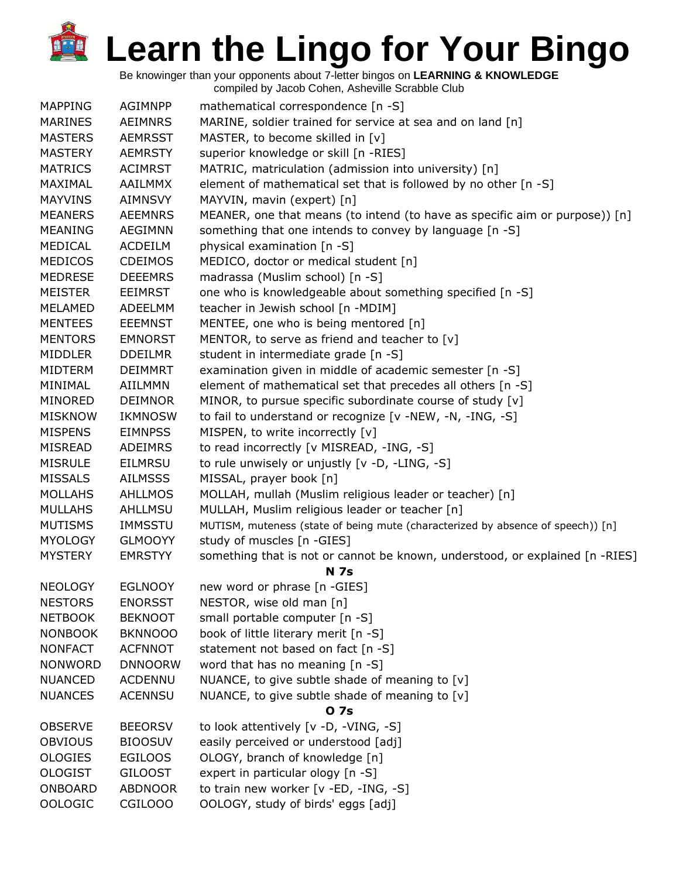# Learn the Lingo for Your Bingo

Be knowinger than your opponents about 7-letter bingos on **LEARNING & KNOWLEDGE**
compiled by Jacob Cohen, Asheville Scrabble Club

| | | |
|---|---|---|
| MAPPING | AGIMNPP | mathematical correspondence [n -S] |
| MARINES | AEIMNRS | MARINE, soldier trained for service at sea and on land [n] |
| MASTERS | AEMRSST | MASTER, to become skilled in [v] |
| MASTERY | AEMRSTY | superior knowledge or skill [n -RIES] |
| MATRICS | ACIMRST | MATRIC, matriculation (admission into university) [n] |
| MAXIMAL | AAILMMX | element of mathematical set that is followed by no other [n -S] |
| MAYVINS | AIMNSVY | MAYVIN, mavin (expert) [n] |
| MEANERS | AEEMNRS | MEANER, one that means (to intend (to have as specific aim or purpose)) [n] |
| MEANING | AEGIMNN | something that one intends to convey by language [n -S] |
| MEDICAL | ACDEILM | physical examination [n -S] |
| MEDICOS | CDEIMOS | MEDICO, doctor or medical student [n] |
| MEDRESE | DEEEMRS | madrassa (Muslim school) [n -S] |
| MEISTER | EEIMRST | one who is knowledgeable about something specified [n -S] |
| MELAMED | ADEELMM | teacher in Jewish school [n -MDIM] |
| MENTEES | EEEMNST | MENTEE, one who is being mentored [n] |
| MENTORS | EMNORST | MENTOR, to serve as friend and teacher to [v] |
| MIDDLER | DDEILMR | student in intermediate grade [n -S] |
| MIDTERM | DEIMMRT | examination given in middle of academic semester [n -S] |
| MINIMAL | AIILMMN | element of mathematical set that precedes all others [n -S] |
| MINORED | DEIMNOR | MINOR, to pursue specific subordinate course of study [v] |
| MISKNOW | IKMNOSW | to fail to understand or recognize [v -NEW, -N, -ING, -S] |
| MISPENS | EIMNPSS | MISPEN, to write incorrectly [v] |
| MISREAD | ADEIMRS | to read incorrectly [v MISREAD, -ING, -S] |
| MISRULE | EILMRSU | to rule unwisely or unjustly [v -D, -LING, -S] |
| MISSALS | AILMSSS | MISSAL, prayer book [n] |
| MOLLAHS | AHLLMOS | MOLLAH, mullah (Muslim religious leader or teacher) [n] |
| MULLAHS | AHLLMSU | MULLAH, Muslim religious leader or teacher [n] |
| MUTISMS | IMMSSTU | MUTISM, muteness (state of being mute (characterized by absence of speech)) [n] |
| MYOLOGY | GLMOOYY | study of muscles [n -GIES] |
| MYSTERY | EMRSTYY | something that is not or cannot be known, understood, or explained [n -RIES] |
| | | **N 7s** |
| NEOLOGY | EGLNOOY | new word or phrase [n -GIES] |
| NESTORS | ENORSST | NESTOR, wise old man [n] |
| NETBOOK | BEKNOOT | small portable computer [n -S] |
| NONBOOK | BKNNOOO | book of little literary merit [n -S] |
| NONFACT | ACFNNOT | statement not based on fact [n -S] |
| NONWORD | DNNOORW | word that has no meaning [n -S] |
| NUANCED | ACDENNU | NUANCE, to give subtle shade of meaning to [v] |
| NUANCES | ACENNSU | NUANCE, to give subtle shade of meaning to [v] |
| | | **O 7s** |
| OBSERVE | BEEORSV | to look attentively [v -D, -VING, -S] |
| OBVIOUS | BIOOSUV | easily perceived or understood [adj] |
| OLOGIES | EGILOOS | OLOGY, branch of knowledge [n] |
| OLOGIST | GILOOST | expert in particular ology [n -S] |
| ONBOARD | ABDNOOR | to train new worker [v -ED, -ING, -S] |
| OOLOGIC | CGILOOO | OOLOGY, study of birds' eggs [adj] |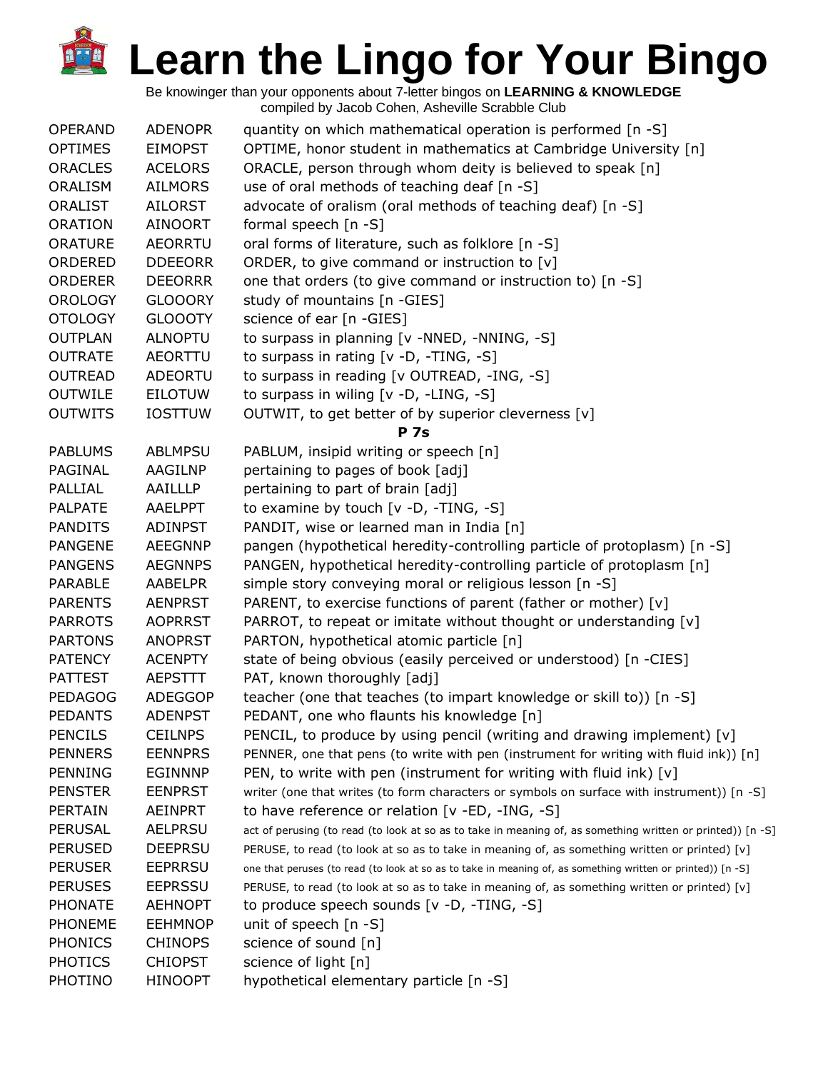# Learn the Lingo for Your Bingo

Be knowinger than your opponents about 7-letter bingos on **LEARNING & KNOWLEDGE**
compiled by Jacob Cohen, Asheville Scrabble Club

| | | |
|---|---|---|
| OPERAND | ADENOPR | quantity on which mathematical operation is performed [n -S] |
| OPTIMES | EIMOPST | OPTIME, honor student in mathematics at Cambridge University [n] |
| ORACLES | ACELORS | ORACLE, person through whom deity is believed to speak [n] |
| ORALISM | AILMORS | use of oral methods of teaching deaf [n -S] |
| ORALIST | AILORST | advocate of oralism (oral methods of teaching deaf) [n -S] |
| ORATION | AINOORT | formal speech [n -S] |
| ORATURE | AEORRTU | oral forms of literature, such as folklore [n -S] |
| ORDERED | DDEEORR | ORDER, to give command or instruction to [v] |
| ORDERER | DEEORRR | one that orders (to give command or instruction to) [n -S] |
| OROLOGY | GLOOORY | study of mountains [n -GIES] |
| OTOLOGY | GLOOOTY | science of ear [n -GIES] |
| OUTPLAN | ALNOPTU | to surpass in planning [v -NNED, -NNING, -S] |
| OUTRATE | AEORTTU | to surpass in rating [v -D, -TING, -S] |
| OUTREAD | ADEORTU | to surpass in reading [v OUTREAD, -ING, -S] |
| OUTWILE | EILOTUW | to surpass in wiling [v -D, -LING, -S] |
| OUTWITS | IOSTTUW | OUTWIT, to get better of by superior cleverness [v] |

**P 7s**

| | | |
|---|---|---|
| PABLUMS | ABLMPSU | PABLUM, insipid writing or speech [n] |
| PAGINAL | AAGILNP | pertaining to pages of book [adj] |
| PALLIAL | AAILLLP | pertaining to part of brain [adj] |
| PALPATE | AAELPPT | to examine by touch [v -D, -TING, -S] |
| PANDITS | ADINPST | PANDIT, wise or learned man in India [n] |
| PANGENE | AEEGNNP | pangen (hypothetical heredity-controlling particle of protoplasm) [n -S] |
| PANGENS | AEGNNPS | PANGEN, hypothetical heredity-controlling particle of protoplasm [n] |
| PARABLE | AABELPR | simple story conveying moral or religious lesson [n -S] |
| PARENTS | AENPRST | PARENT, to exercise functions of parent (father or mother) [v] |
| PARROTS | AOPRRST | PARROT, to repeat or imitate without thought or understanding [v] |
| PARTONS | ANOPRST | PARTON, hypothetical atomic particle [n] |
| PATENCY | ACENPTY | state of being obvious (easily perceived or understood) [n -CIES] |
| PATTEST | AEPSTTT | PAT, known thoroughly [adj] |
| PEDAGOG | ADEGGOP | teacher (one that teaches (to impart knowledge or skill to)) [n -S] |
| PEDANTS | ADENPST | PEDANT, one who flaunts his knowledge [n] |
| PENCILS | CEILNPS | PENCIL, to produce by using pencil (writing and drawing implement) [v] |
| PENNERS | EENNPRS | PENNER, one that pens (to write with pen (instrument for writing with fluid ink)) [n] |
| PENNING | EGINNNP | PEN, to write with pen (instrument for writing with fluid ink) [v] |
| PENSTER | EENPRST | writer (one that writes (to form characters or symbols on surface with instrument)) [n -S] |
| PERTAIN | AEINPRT | to have reference or relation [v -ED, -ING, -S] |
| PERUSAL | AELPRSU | act of perusing (to read (to look at so as to take in meaning of, as something written or printed)) [n -S] |
| PERUSED | DEEPRSU | PERUSE, to read (to look at so as to take in meaning of, as something written or printed) [v] |
| PERUSER | EEPRRSU | one that peruses (to read (to look at so as to take in meaning of, as something written or printed)) [n -S] |
| PERUSES | EEPRSSU | PERUSE, to read (to look at so as to take in meaning of, as something written or printed) [v] |
| PHONATE | AEHNOPT | to produce speech sounds [v -D, -TING, -S] |
| PHONEME | EEHMNOP | unit of speech [n -S] |
| PHONICS | CHINOPS | science of sound [n] |
| PHOTICS | CHIOPST | science of light [n] |
| PHOTINO | HINOOPT | hypothetical elementary particle [n -S] |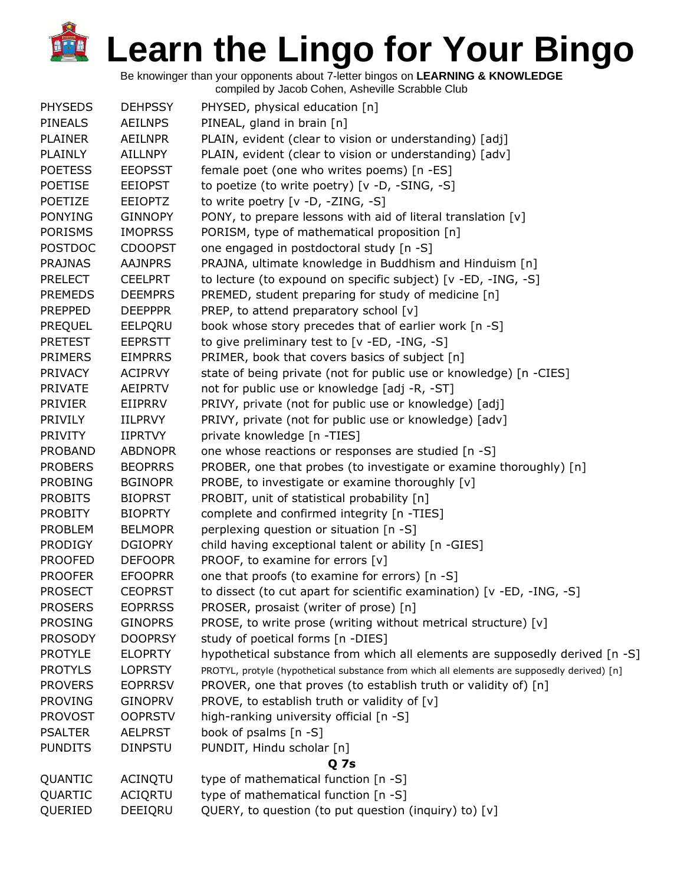# Learn the Lingo for Your Bingo

Be knowinger than your opponents about 7-letter bingos on **LEARNING & KNOWLEDGE**
compiled by Jacob Cohen, Asheville Scrabble Club

| | | |
|---|---|---|
| PHYSEDS | DEHPSSY | PHYSED, physical education [n] |
| PINEALS | AEILNPS | PINEAL, gland in brain [n] |
| PLAINER | AEILNPR | PLAIN, evident (clear to vision or understanding) [adj] |
| PLAINLY | AILLNPY | PLAIN, evident (clear to vision or understanding) [adv] |
| POETESS | EEOPSST | female poet (one who writes poems) [n -ES] |
| POETISE | EEIOPST | to poetize (to write poetry) [v -D, -SING, -S] |
| POETIZE | EEIOPTZ | to write poetry [v -D, -ZING, -S] |
| PONYING | GINNOPY | PONY, to prepare lessons with aid of literal translation [v] |
| PORISMS | IMOPRSS | PORISM, type of mathematical proposition [n] |
| POSTDOC | CDOOPST | one engaged in postdoctoral study [n -S] |
| PRAJNAS | AAJNPRS | PRAJNA, ultimate knowledge in Buddhism and Hinduism [n] |
| PRELECT | CEELPRT | to lecture (to expound on specific subject) [v -ED, -ING, -S] |
| PREMEDS | DEEMPRS | PREMED, student preparing for study of medicine [n] |
| PREPPED | DEEPPPR | PREP, to attend preparatory school [v] |
| PREQUEL | EELPQRU | book whose story precedes that of earlier work [n -S] |
| PRETEST | EEPRSTT | to give preliminary test to [v -ED, -ING, -S] |
| PRIMERS | EIMPRRS | PRIMER, book that covers basics of subject [n] |
| PRIVACY | ACIPRVY | state of being private (not for public use or knowledge) [n -CIES] |
| PRIVATE | AEIPRTV | not for public use or knowledge [adj -R, -ST] |
| PRIVIER | EIIPRRV | PRIVY, private (not for public use or knowledge) [adj] |
| PRIVILY | IILPRVY | PRIVY, private (not for public use or knowledge) [adv] |
| PRIVITY | IIPRTVY | private knowledge [n -TIES] |
| PROBAND | ABDNOPR | one whose reactions or responses are studied [n -S] |
| PROBERS | BEOPRRS | PROBER, one that probes (to investigate or examine thoroughly) [n] |
| PROBING | BGINOPR | PROBE, to investigate or examine thoroughly [v] |
| PROBITS | BIOPRST | PROBIT, unit of statistical probability [n] |
| PROBITY | BIOPRTY | complete and confirmed integrity [n -TIES] |
| PROBLEM | BELMOPR | perplexing question or situation [n -S] |
| PRODIGY | DGIOPRY | child having exceptional talent or ability [n -GIES] |
| PROOFED | DEFOOPR | PROOF, to examine for errors [v] |
| PROOFER | EFOOPRR | one that proofs (to examine for errors) [n -S] |
| PROSECT | CEOPRST | to dissect (to cut apart for scientific examination) [v -ED, -ING, -S] |
| PROSERS | EOPRRSS | PROSER, prosaist (writer of prose) [n] |
| PROSING | GINOPRS | PROSE, to write prose (writing without metrical structure) [v] |
| PROSODY | DOOPRSY | study of poetical forms [n -DIES] |
| PROTYLE | ELOPRTY | hypothetical substance from which all elements are supposedly derived [n -S] |
| PROTYLS | LOPRSTY | PROTYL, protyle (hypothetical substance from which all elements are supposedly derived) [n] |
| PROVERS | EOPRRSV | PROVER, one that proves (to establish truth or validity of) [n] |
| PROVING | GINOPRV | PROVE, to establish truth or validity of [v] |
| PROVOST | OOPRSTV | high-ranking university official [n -S] |
| PSALTER | AELPRST | book of psalms [n -S] |
| PUNDITS | DINPSTU | PUNDIT, Hindu scholar [n] |

**Q 7s**

| | | |
|---|---|---|
| QUANTIC | ACINQTU | type of mathematical function [n -S] |
| QUARTIC | ACIQRTU | type of mathematical function [n -S] |
| QUERIED | DEEIQRU | QUERY, to question (to put question (inquiry) to) [v] |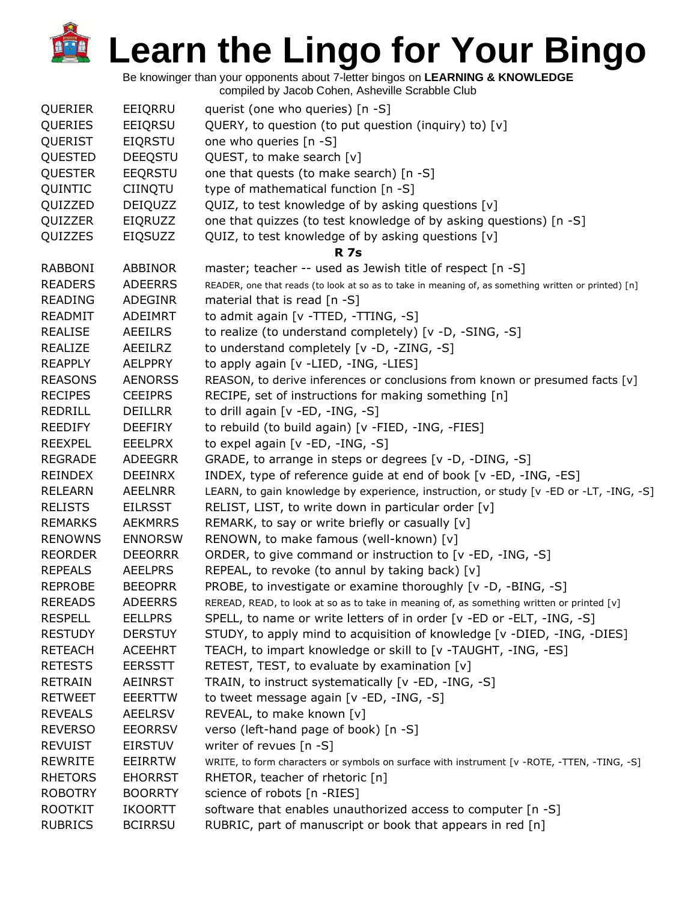# Learn the Lingo for Your Bingo

Be knowinger than your opponents about 7-letter bingos on **LEARNING & KNOWLEDGE**
compiled by Jacob Cohen, Asheville Scrabble Club

| | | |
|---|---|---|
| QUERIER | EEIQRRU | querist (one who queries) [n -S] |
| QUERIES | EEIQRSU | QUERY, to question (to put question (inquiry) to) [v] |
| QUERIST | EIQRSTU | one who queries [n -S] |
| QUESTED | DEEQSTU | QUEST, to make search [v] |
| QUESTER | EEQRSTU | one that quests (to make search) [n -S] |
| QUINTIC | CIINQTU | type of mathematical function [n -S] |
| QUIZZED | DEIQUZZ | QUIZ, to test knowledge of by asking questions [v] |
| QUIZZER | EIQRUZZ | one that quizzes (to test knowledge of by asking questions) [n -S] |
| QUIZZES | EIQSUZZ | QUIZ, to test knowledge of by asking questions [v] |
| | **R 7s** | |
| RABBONI | ABBINOR | master; teacher -- used as Jewish title of respect [n -S] |
| READERS | ADEERRS | READER, one that reads (to look at so as to take in meaning of, as something written or printed) [n] |
| READING | ADEGINR | material that is read [n -S] |
| READMIT | ADEIMRT | to admit again [v -TTED, -TTING, -S] |
| REALISE | AEEILRS | to realize (to understand completely) [v -D, -SING, -S] |
| REALIZE | AEEILRZ | to understand completely [v -D, -ZING, -S] |
| REAPPLY | AELPPRY | to apply again [v -LIED, -ING, -LIES] |
| REASONS | AENORSS | REASON, to derive inferences or conclusions from known or presumed facts [v] |
| RECIPES | CEEIPRS | RECIPE, set of instructions for making something [n] |
| REDRILL | DEILLRR | to drill again [v -ED, -ING, -S] |
| REEDIFY | DEEFIRY | to rebuild (to build again) [v -FIED, -ING, -FIES] |
| REEXPEL | EEELPRX | to expel again [v -ED, -ING, -S] |
| REGRADE | ADEEGRR | GRADE, to arrange in steps or degrees [v -D, -DING, -S] |
| REINDEX | DEEINRX | INDEX, type of reference guide at end of book [v -ED, -ING, -ES] |
| RELEARN | AEELNRR | LEARN, to gain knowledge by experience, instruction, or study [v -ED or -LT, -ING, -S] |
| RELISTS | EILRSST | RELIST, LIST, to write down in particular order [v] |
| REMARKS | AEKMRRS | REMARK, to say or write briefly or casually [v] |
| RENOWNS | ENNORSW | RENOWN, to make famous (well-known) [v] |
| REORDER | DEEORRR | ORDER, to give command or instruction to [v -ED, -ING, -S] |
| REPEALS | AEELPRS | REPEAL, to revoke (to annul by taking back) [v] |
| REPROBE | BEEOPRR | PROBE, to investigate or examine thoroughly [v -D, -BING, -S] |
| REREADS | ADEERRS | REREAD, READ, to look at so as to take in meaning of, as something written or printed [v] |
| RESPELL | EELLPRS | SPELL, to name or write letters of in order [v -ED or -ELT, -ING, -S] |
| RESTUDY | DERSTUY | STUDY, to apply mind to acquisition of knowledge [v -DIED, -ING, -DIES] |
| RETEACH | ACEEHRT | TEACH, to impart knowledge or skill to [v -TAUGHT, -ING, -ES] |
| RETESTS | EERSSTT | RETEST, TEST, to evaluate by examination [v] |
| RETRAIN | AEINRST | TRAIN, to instruct systematically [v -ED, -ING, -S] |
| RETWEET | EEERTTW | to tweet message again [v -ED, -ING, -S] |
| REVEALS | AEELRSV | REVEAL, to make known [v] |
| REVERSO | EEORRSV | verso (left-hand page of book) [n -S] |
| REVUIST | EIRSTUV | writer of revues [n -S] |
| REWRITE | EEIRRTW | WRITE, to form characters or symbols on surface with instrument [v -ROTE, -TTEN, -TING, -S] |
| RHETORS | EHORRST | RHETOR, teacher of rhetoric [n] |
| ROBOTRY | BOORRTY | science of robots [n -RIES] |
| ROOTKIT | IKOORTT | software that enables unauthorized access to computer [n -S] |
| RUBRICS | BCIRRSU | RUBRIC, part of manuscript or book that appears in red [n] |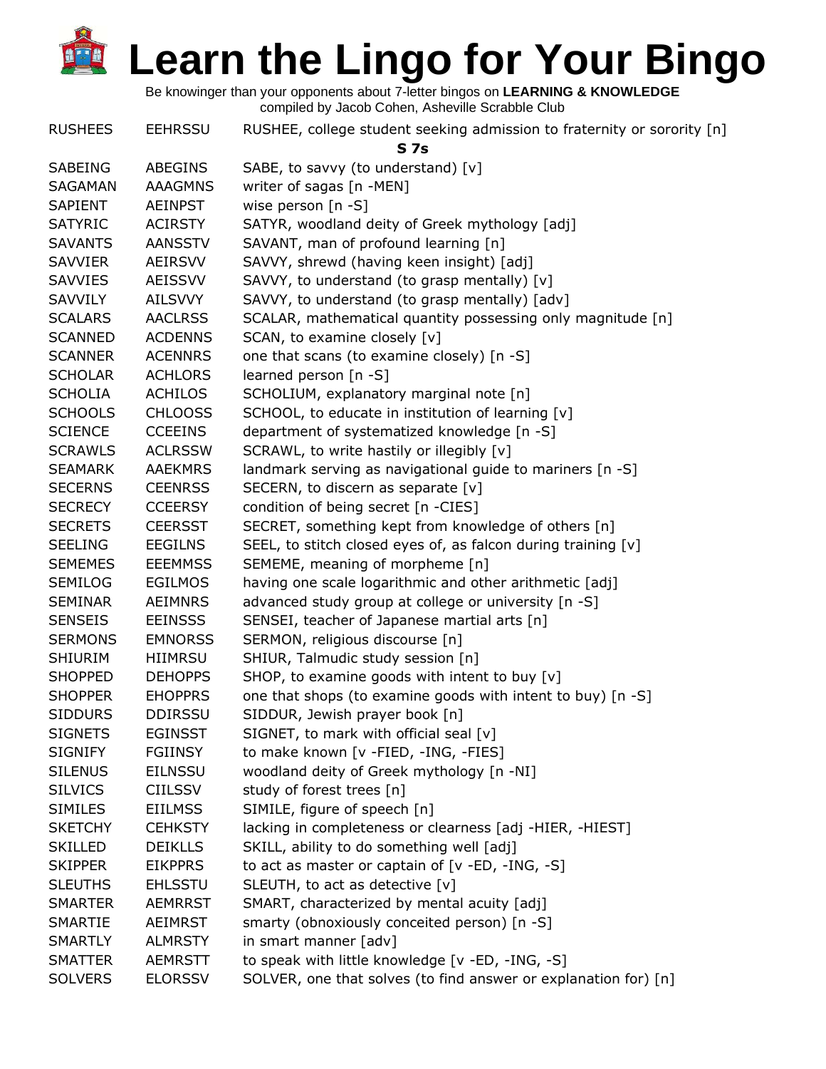# Learn the Lingo for Your Bingo

Be knowinger than your opponents about 7-letter bingos on **LEARNING & KNOWLEDGE**
compiled by Jacob Cohen, Asheville Scrabble Club

| | | |
|---|---|---|
| RUSHEES | EEHRSSU | RUSHEE, college student seeking admission to fraternity or sorority [n] |
| | | **S 7s** |
| SABEING | ABEGINS | SABE, to savvy (to understand) [v] |
| SAGAMAN | AAAGMNS | writer of sagas [n -MEN] |
| SAPIENT | AEINPST | wise person [n -S] |
| SATYRIC | ACIRSTY | SATYR, woodland deity of Greek mythology [adj] |
| SAVANTS | AANSSTV | SAVANT, man of profound learning [n] |
| SAVVIER | AEIRSVV | SAVVY, shrewd (having keen insight) [adj] |
| SAVVIES | AEISSVV | SAVVY, to understand (to grasp mentally) [v] |
| SAVVILY | AILSVVY | SAVVY, to understand (to grasp mentally) [adv] |
| SCALARS | AACLRSS | SCALAR, mathematical quantity possessing only magnitude [n] |
| SCANNED | ACDENNS | SCAN, to examine closely [v] |
| SCANNER | ACENNRS | one that scans (to examine closely) [n -S] |
| SCHOLAR | ACHLORS | learned person [n -S] |
| SCHOLIA | ACHILOS | SCHOLIUM, explanatory marginal note [n] |
| SCHOOLS | CHLOOSS | SCHOOL, to educate in institution of learning [v] |
| SCIENCE | CCEEINS | department of systematized knowledge [n -S] |
| SCRAWLS | ACLRSSW | SCRAWL, to write hastily or illegibly [v] |
| SEAMARK | AAEKMRS | landmark serving as navigational guide to mariners [n -S] |
| SECERNS | CEENRSS | SECERN, to discern as separate [v] |
| SECRECY | CCEERSY | condition of being secret [n -CIES] |
| SECRETS | CEERSST | SECRET, something kept from knowledge of others [n] |
| SEELING | EEGILNS | SEEL, to stitch closed eyes of, as falcon during training [v] |
| SEMEMES | EEEMMSS | SEMEME, meaning of morpheme [n] |
| SEMILOG | EGILMOS | having one scale logarithmic and other arithmetic [adj] |
| SEMINAR | AEIMNRS | advanced study group at college or university [n -S] |
| SENSEIS | EEINSSS | SENSEI, teacher of Japanese martial arts [n] |
| SERMONS | EMNORSS | SERMON, religious discourse [n] |
| SHIURIM | HIIMRSU | SHIUR, Talmudic study session [n] |
| SHOPPED | DEHOPPS | SHOP, to examine goods with intent to buy [v] |
| SHOPPER | EHOPPRS | one that shops (to examine goods with intent to buy) [n -S] |
| SIDDURS | DDIRSSU | SIDDUR, Jewish prayer book [n] |
| SIGNETS | EGINSST | SIGNET, to mark with official seal [v] |
| SIGNIFY | FGIINSY | to make known [v -FIED, -ING, -FIES] |
| SILENUS | EILNSSU | woodland deity of Greek mythology [n -NI] |
| SILVICS | CIILSSV | study of forest trees [n] |
| SIMILES | EIILMSS | SIMILE, figure of speech [n] |
| SKETCHY | CEHKSTY | lacking in completeness or clearness [adj -HIER, -HIEST] |
| SKILLED | DEIKLLS | SKILL, ability to do something well [adj] |
| SKIPPER | EIKPPRS | to act as master or captain of [v -ED, -ING, -S] |
| SLEUTHS | EHLSSTU | SLEUTH, to act as detective [v] |
| SMARTER | AEMRRST | SMART, characterized by mental acuity [adj] |
| SMARTIE | AEIMRST | smarty (obnoxiously conceited person) [n -S] |
| SMARTLY | ALMRSTY | in smart manner [adv] |
| SMATTER | AEMRSTT | to speak with little knowledge [v -ED, -ING, -S] |
| SOLVERS | ELORSSV | SOLVER, one that solves (to find answer or explanation for) [n] |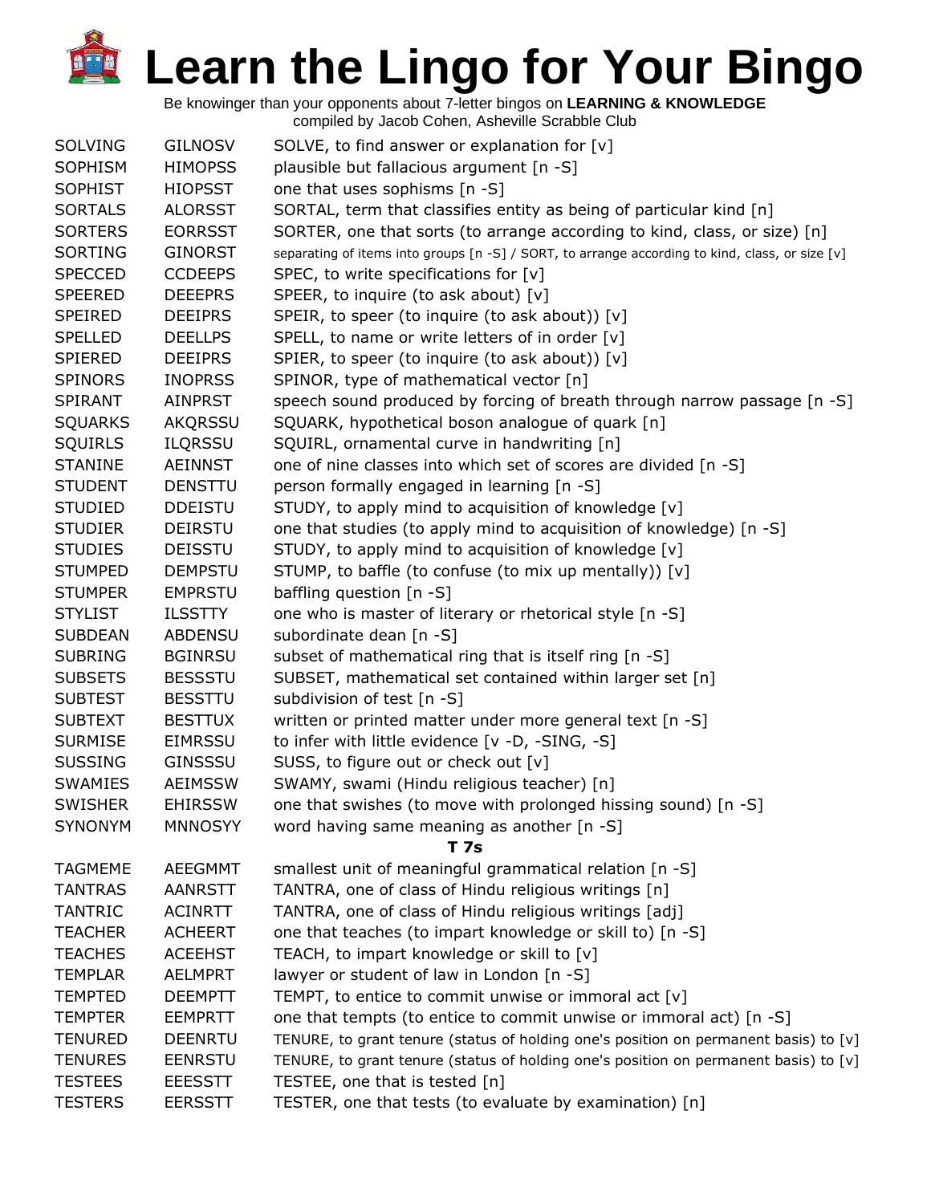# Learn the Lingo for Your Bingo

Be knowinger than your opponents about 7-letter bingos on **LEARNING & KNOWLEDGE**
compiled by Jacob Cohen, Asheville Scrabble Club

| | | |
|---|---|---|
| SOLVING | GILNOSV | SOLVE, to find answer or explanation for [v] |
| SOPHISM | HIMOPSS | plausible but fallacious argument [n -S] |
| SOPHIST | HIOPSST | one that uses sophisms [n -S] |
| SORTALS | ALORSST | SORTAL, term that classifies entity as being of particular kind [n] |
| SORTERS | EORRSST | SORTER, one that sorts (to arrange according to kind, class, or size) [n] |
| SORTING | GINORST | separating of items into groups [n -S] / SORT, to arrange according to kind, class, or size [v] |
| SPECCED | CCDEEPS | SPEC, to write specifications for [v] |
| SPEERED | DEEEPRS | SPEER, to inquire (to ask about) [v] |
| SPEIRED | DEEIPRS | SPEIR, to speer (to inquire (to ask about)) [v] |
| SPELLED | DEELLPS | SPELL, to name or write letters of in order [v] |
| SPIERED | DEEIPRS | SPIER, to speer (to inquire (to ask about)) [v] |
| SPINORS | INOPRSS | SPINOR, type of mathematical vector [n] |
| SPIRANT | AINPRST | speech sound produced by forcing of breath through narrow passage [n -S] |
| SQUARKS | AKQRSSU | SQUARK, hypothetical boson analogue of quark [n] |
| SQUIRLS | ILQRSSU | SQUIRL, ornamental curve in handwriting [n] |
| STANINE | AEINNST | one of nine classes into which set of scores are divided [n -S] |
| STUDENT | DENSTTU | person formally engaged in learning [n -S] |
| STUDIED | DDEISTU | STUDY, to apply mind to acquisition of knowledge [v] |
| STUDIER | DEIRSTU | one that studies (to apply mind to acquisition of knowledge) [n -S] |
| STUDIES | DEISSTU | STUDY, to apply mind to acquisition of knowledge [v] |
| STUMPED | DEMPSTU | STUMP, to baffle (to confuse (to mix up mentally)) [v] |
| STUMPER | EMPRSTU | baffling question [n -S] |
| STYLIST | ILSSTTY | one who is master of literary or rhetorical style [n -S] |
| SUBDEAN | ABDENSU | subordinate dean [n -S] |
| SUBRING | BGINRSU | subset of mathematical ring that is itself ring [n -S] |
| SUBSETS | BESSSTU | SUBSET, mathematical set contained within larger set [n] |
| SUBTEST | BESSTTU | subdivision of test [n -S] |
| SUBTEXT | BESTTUX | written or printed matter under more general text [n -S] |
| SURMISE | EIMRSSU | to infer with little evidence [v -D, -SING, -S] |
| SUSSING | GINSSSU | SUSS, to figure out or check out [v] |
| SWAMIES | AEIMSSW | SWAMY, swami (Hindu religious teacher) [n] |
| SWISHER | EHIRSSW | one that swishes (to move with prolonged hissing sound) [n -S] |
| SYNONYM | MNNOSYY | word having same meaning as another [n -S] |

**T 7s**

| | | |
|---|---|---|
| TAGMEME | AEEGMMT | smallest unit of meaningful grammatical relation [n -S] |
| TANTRAS | AANRSTT | TANTRA, one of class of Hindu religious writings [n] |
| TANTRIC | ACINRTT | TANTRA, one of class of Hindu religious writings [adj] |
| TEACHER | ACHEERT | one that teaches (to impart knowledge or skill to) [n -S] |
| TEACHES | ACEEHST | TEACH, to impart knowledge or skill to [v] |
| TEMPLAR | AELMPRT | lawyer or student of law in London [n -S] |
| TEMPTED | DEEMPTT | TEMPT, to entice to commit unwise or immoral act [v] |
| TEMPTER | EEMPRTT | one that tempts (to entice to commit unwise or immoral act) [n -S] |
| TENURED | DEENRTU | TENURE, to grant tenure (status of holding one's position on permanent basis) to [v] |
| TENURES | EENRSTU | TENURE, to grant tenure (status of holding one's position on permanent basis) to [v] |
| TESTEES | EEESSTT | TESTEE, one that is tested [n] |
| TESTERS | EERSSTT | TESTER, one that tests (to evaluate by examination) [n] |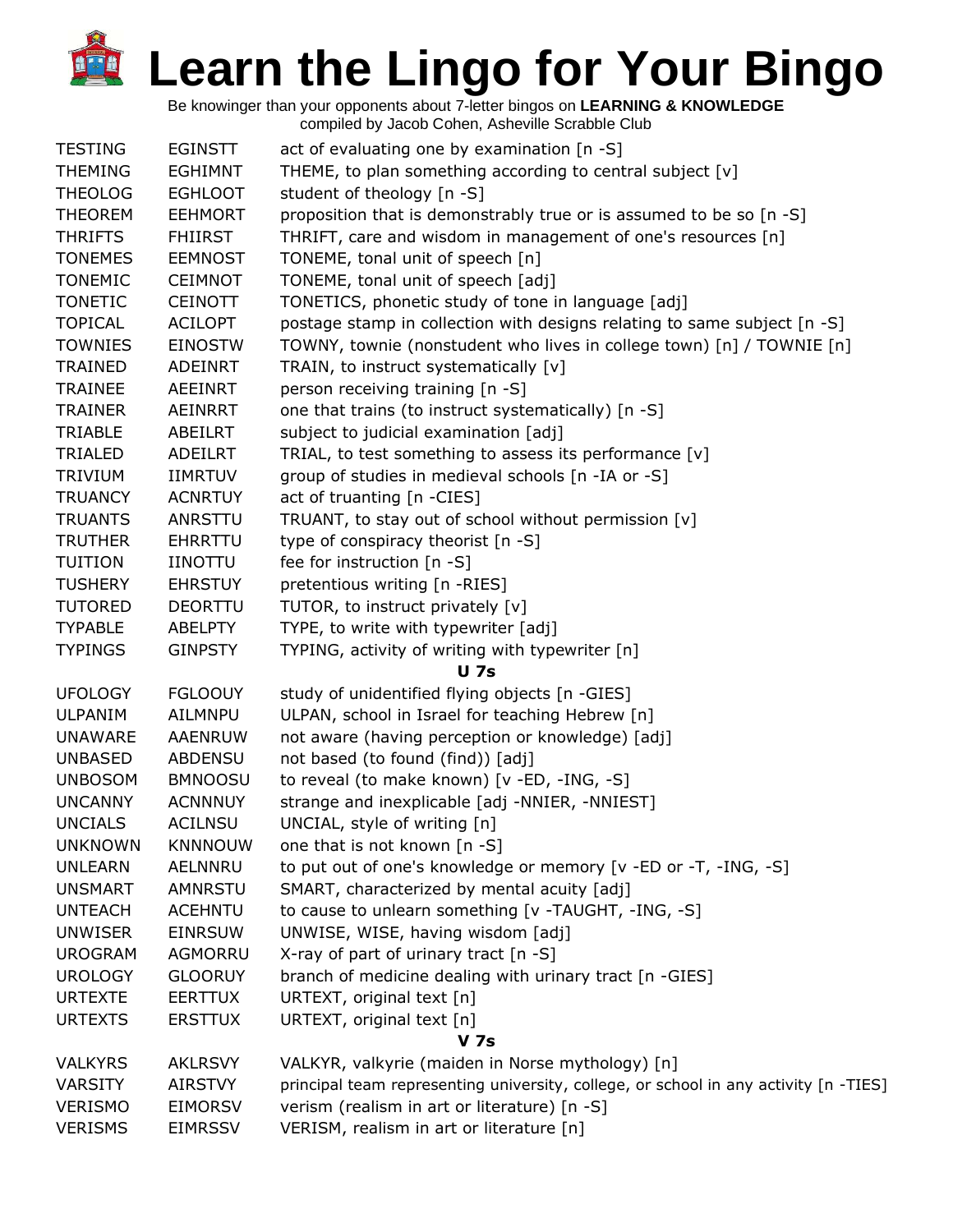# Learn the Lingo for Your Bingo

Be knowinger than your opponents about 7-letter bingos on **LEARNING & KNOWLEDGE**
compiled by Jacob Cohen, Asheville Scrabble Club

| | | |
|---|---|---|
| TESTING | EGINSTT | act of evaluating one by examination [n -S] |
| THEMING | EGHIMNT | THEME, to plan something according to central subject [v] |
| THEOLOG | EGHLOOT | student of theology [n -S] |
| THEOREM | EEHMORT | proposition that is demonstrably true or is assumed to be so [n -S] |
| THRIFTS | FHIIRST | THRIFT, care and wisdom in management of one's resources [n] |
| TONEMES | EEMNOST | TONEME, tonal unit of speech [n] |
| TONEMIC | CEIMNOT | TONEME, tonal unit of speech [adj] |
| TONETIC | CEINOTT | TONETICS, phonetic study of tone in language [adj] |
| TOPICAL | ACILOPT | postage stamp in collection with designs relating to same subject [n -S] |
| TOWNIES | EINOSTW | TOWNY, townie (nonstudent who lives in college town) [n] / TOWNIE [n] |
| TRAINED | ADEINRT | TRAIN, to instruct systematically [v] |
| TRAINEE | AEEINRT | person receiving training [n -S] |
| TRAINER | AEINRRT | one that trains (to instruct systematically) [n -S] |
| TRIABLE | ABEILRT | subject to judicial examination [adj] |
| TRIALED | ADEILRT | TRIAL, to test something to assess its performance [v] |
| TRIVIUM | IIMRTUV | group of studies in medieval schools [n -IA or -S] |
| TRUANCY | ACNRTUY | act of truanting [n -CIES] |
| TRUANTS | ANRSTTU | TRUANT, to stay out of school without permission [v] |
| TRUTHER | EHRRTTU | type of conspiracy theorist [n -S] |
| TUITION | IINOTTU | fee for instruction [n -S] |
| TUSHERY | EHRSTUY | pretentious writing [n -RIES] |
| TUTORED | DEORTTU | TUTOR, to instruct privately [v] |
| TYPABLE | ABELPTY | TYPE, to write with typewriter [adj] |
| TYPINGS | GINPSTY | TYPING, activity of writing with typewriter [n] |
| | | **U 7s** |
| UFOLOGY | FGLOOUY | study of unidentified flying objects [n -GIES] |
| ULPANIM | AILMNPU | ULPAN, school in Israel for teaching Hebrew [n] |
| UNAWARE | AAENRUW | not aware (having perception or knowledge) [adj] |
| UNBASED | ABDENSU | not based (to found (find)) [adj] |
| UNBOSOM | BMNOOSU | to reveal (to make known) [v -ED, -ING, -S] |
| UNCANNY | ACNNNUY | strange and inexplicable [adj -NNIER, -NNIEST] |
| UNCIALS | ACILNSU | UNCIAL, style of writing [n] |
| UNKNOWN | KNNNOUW | one that is not known [n -S] |
| UNLEARN | AELNNRU | to put out of one's knowledge or memory [v -ED or -T, -ING, -S] |
| UNSMART | AMNRSTU | SMART, characterized by mental acuity [adj] |
| UNTEACH | ACEHNTU | to cause to unlearn something [v -TAUGHT, -ING, -S] |
| UNWISER | EINRSUW | UNWISE, WISE, having wisdom [adj] |
| UROGRAM | AGMORRU | X-ray of part of urinary tract [n -S] |
| UROLOGY | GLOORUY | branch of medicine dealing with urinary tract [n -GIES] |
| URTEXTE | EERTTUX | URTEXT, original text [n] |
| URTEXTS | ERSTTUX | URTEXT, original text [n] |
| | | **V 7s** |
| VALKYRS | AKLRSVY | VALKYR, valkyrie (maiden in Norse mythology) [n] |
| VARSITY | AIRSTVY | principal team representing university, college, or school in any activity [n -TIES] |
| VERISMO | EIMORSV | verism (realism in art or literature) [n -S] |
| VERISMS | EIMRSSV | VERISM, realism in art or literature [n] |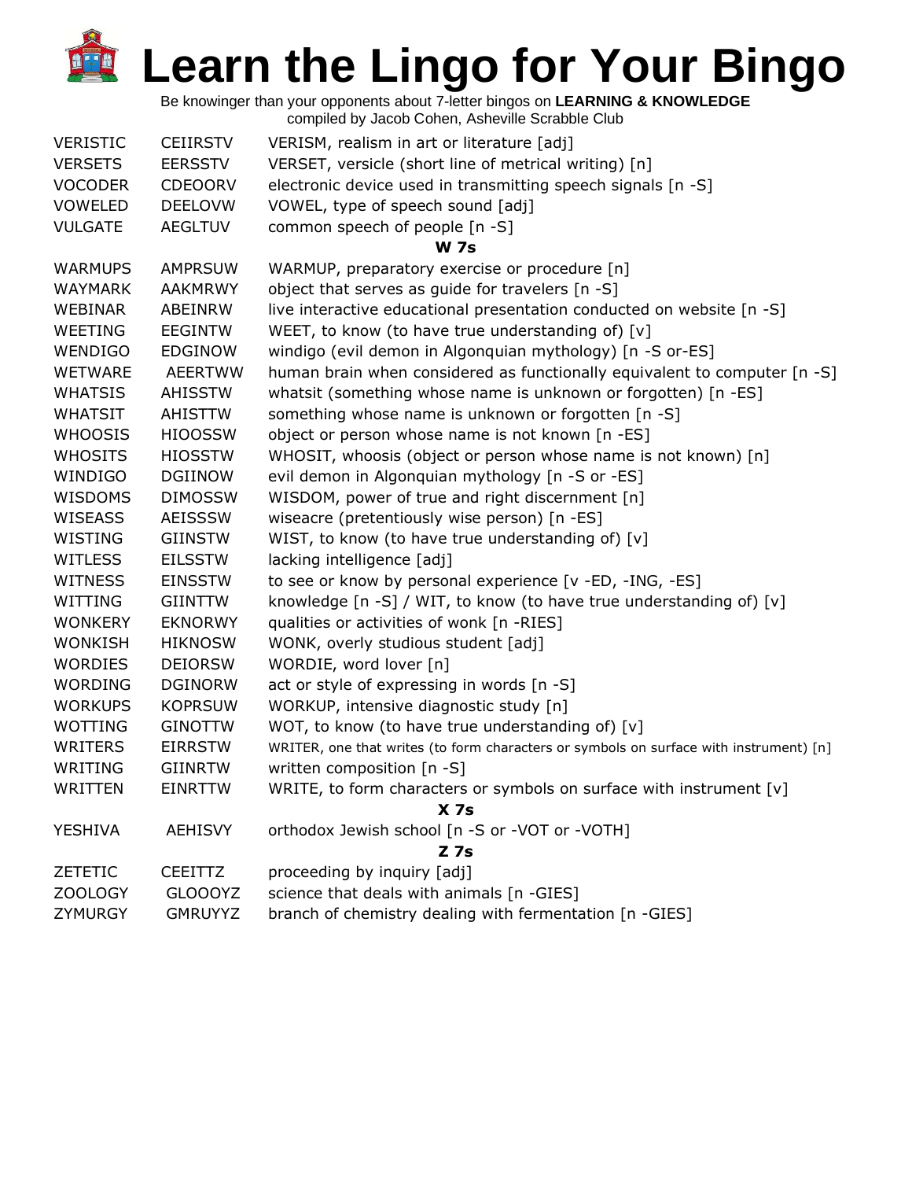# Learn the Lingo for Your Bingo

Be knowinger than your opponents about 7-letter bingos on **LEARNING & KNOWLEDGE**
compiled by Jacob Cohen, Asheville Scrabble Club

| | | |
|---|---|---|
| VERISTIC | CEIIRSTV | VERISM, realism in art or literature [adj] |
| VERSETS | EERSSTV | VERSET, versicle (short line of metrical writing) [n] |
| VOCODER | CDEOORV | electronic device used in transmitting speech signals [n -S] |
| VOWELED | DEELOVW | VOWEL, type of speech sound [adj] |
| VULGATE | AEGLTUV | common speech of people [n -S] |
| | **W 7s** | |
| WARMUPS | AMPRSUW | WARMUP, preparatory exercise or procedure [n] |
| WAYMARK | AAKMRWY | object that serves as guide for travelers [n -S] |
| WEBINAR | ABEINRW | live interactive educational presentation conducted on website [n -S] |
| WEETING | EEGINTW | WEET, to know (to have true understanding of) [v] |
| WENDIGO | EDGINOW | windigo (evil demon in Algonquian mythology) [n -S or-ES] |
| WETWARE | AEERTWW | human brain when considered as functionally equivalent to computer [n -S] |
| WHATSIS | AHISSTW | whatsit (something whose name is unknown or forgotten) [n -ES] |
| WHATSIT | AHISTTW | something whose name is unknown or forgotten [n -S] |
| WHOOSIS | HIOOSSW | object or person whose name is not known [n -ES] |
| WHOSITS | HIOSSTW | WHOSIT, whoosis (object or person whose name is not known) [n] |
| WINDIGO | DGIINOW | evil demon in Algonquian mythology [n -S or -ES] |
| WISDOMS | DIMOSSW | WISDOM, power of true and right discernment [n] |
| WISEASS | AEISSSW | wiseacre (pretentiously wise person) [n -ES] |
| WISTING | GIINSTW | WIST, to know (to have true understanding of) [v] |
| WITLESS | EILSSTW | lacking intelligence [adj] |
| WITNESS | EINSSTW | to see or know by personal experience [v -ED, -ING, -ES] |
| WITTING | GIINTTW | knowledge [n -S] / WIT, to know (to have true understanding of) [v] |
| WONKERY | EKNORWY | qualities or activities of wonk [n -RIES] |
| WONKISH | HIKNOSW | WONK, overly studious student [adj] |
| WORDIES | DEIORSW | WORDIE, word lover [n] |
| WORDING | DGINORW | act or style of expressing in words [n -S] |
| WORKUPS | KOPRSUW | WORKUP, intensive diagnostic study [n] |
| WOTTING | GINOTTW | WOT, to know (to have true understanding of) [v] |
| WRITERS | EIRRSTW | WRITER, one that writes (to form characters or symbols on surface with instrument) [n] |
| WRITING | GIINRTW | written composition [n -S] |
| WRITTEN | EINRTTW | WRITE, to form characters or symbols on surface with instrument [v] |
| | **X 7s** | |
| YESHIVA | AEHISVY | orthodox Jewish school [n -S or -VOT or -VOTH] |
| | **Z 7s** | |
| ZETETIC | CEEITTZ | proceeding by inquiry [adj] |
| ZOOLOGY | GLOOOYZ | science that deals with animals [n -GIES] |
| ZYMURGY | GMRUYYZ | branch of chemistry dealing with fermentation [n -GIES] |